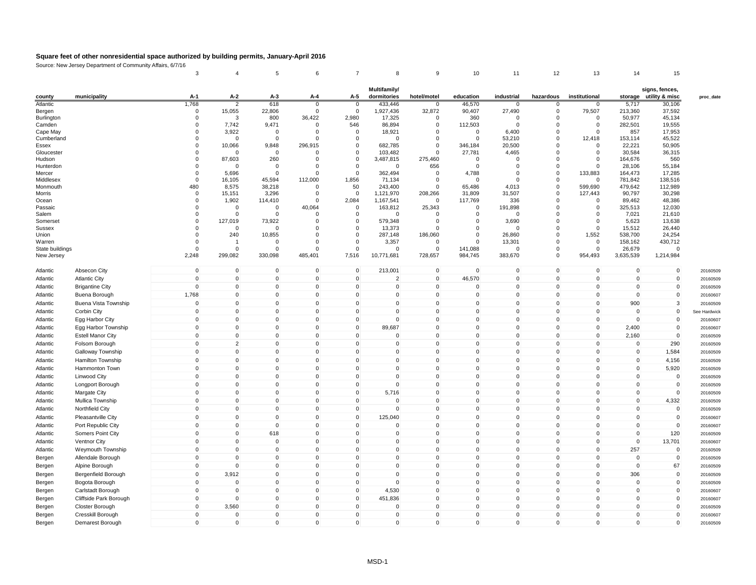# Square feet of other nonresidential space authorized by building permits, January-April 2016

Source: New Jersey Department of Community Affairs, 6/7/16

| | | 3 | 4 | 5 | 6 | 7 | 8 | 9 | 10 | 11 | 12 | 13 | 14 | 15 | |
|---|---|---|---|---|---|---|---|---|---|---|---|---|---|---|---|
| county | municipality | A-1 | A-2 | A-3 | A-4 | A-5 | Multifamily/ dormitories | hotel/motel | education | industrial | hazardous | institutional | storage | signs, fences, utility & misc | proc_date |
| Atlantic | | 1,768 | 2 | 618 | 0 | 0 | 433,446 | 0 | 46,570 | 0 | 0 | 0 | 5,717 | 30,106 | |
| Bergen | | 0 | 15,055 | 22,806 | 0 | 0 | 1,927,436 | 32,872 | 90,407 | 27,490 | 0 | 79,507 | 213,360 | 37,592 | |
| Burlington | | 0 | 3 | 800 | 36,422 | 2,980 | 17,325 | 0 | 360 | 0 | 0 | 0 | 50,977 | 45,134 | |
| Camden | | 0 | 7,742 | 9,471 | 0 | 546 | 86,894 | 0 | 112,503 | 0 | 0 | 0 | 282,501 | 19,555 | |
| Cape May | | 0 | 3,922 | 0 | 0 | 0 | 18,921 | 0 | 0 | 6,400 | 0 | 0 | 857 | 17,953 | |
| Cumberland | | 0 | 0 | 0 | 0 | 0 | 0 | 0 | 0 | 53,210 | 0 | 12,418 | 153,114 | 45,522 | |
| Essex | | 0 | 10,066 | 9,848 | 296,915 | 0 | 682,785 | 0 | 346,184 | 20,500 | 0 | 0 | 22,221 | 50,905 | |
| Gloucester | | 0 | 0 | 0 | 0 | 0 | 103,482 | 0 | 27,781 | 4,465 | 0 | 0 | 30,584 | 36,315 | |
| Hudson | | 0 | 87,603 | 260 | 0 | 0 | 3,487,815 | 275,460 | 0 | 0 | 0 | 0 | 164,676 | 560 | |
| Hunterdon | | 0 | 0 | 0 | 0 | 0 | 0 | 656 | 0 | 0 | 0 | 0 | 28,106 | 55,184 | |
| Mercer | | 0 | 5,696 | 0 | 0 | 0 | 362,494 | 0 | 4,788 | 0 | 0 | 133,883 | 164,473 | 17,285 | |
| Middlesex | | 0 | 16,105 | 45,594 | 112,000 | 1,856 | 71,134 | 0 | 0 | 0 | 0 | 0 | 781,842 | 138,516 | |
| Monmouth | | 480 | 8,575 | 38,218 | 0 | 50 | 243,400 | 0 | 65,486 | 4,013 | 0 | 599,690 | 479,642 | 112,989 | |
| Morris | | 0 | 15,151 | 3,296 | 0 | 0 | 1,121,970 | 208,266 | 31,809 | 31,507 | 0 | 127,443 | 90,797 | 30,298 | |
| Ocean | | 0 | 1,902 | 114,410 | 0 | 2,084 | 1,167,541 | 0 | 117,769 | 336 | 0 | 0 | 89,462 | 48,386 | |
| Passaic | | 0 | 0 | 0 | 40,064 | 0 | 163,812 | 25,343 | 0 | 191,898 | 0 | 0 | 325,513 | 12,030 | |
| Salem | | 0 | 0 | 0 | 0 | 0 | 0 | 0 | 0 | 0 | 0 | 0 | 7,021 | 21,610 | |
| Somerset | | 0 | 127,019 | 73,922 | 0 | 0 | 579,348 | 0 | 0 | 3,690 | 0 | 0 | 5,623 | 13,638 | |
| Sussex | | 0 | 0 | 0 | 0 | 0 | 13,373 | 0 | 0 | 0 | 0 | 0 | 15,512 | 26,440 | |
| Union | | 0 | 240 | 10,855 | 0 | 0 | 287,148 | 186,060 | 0 | 26,860 | 0 | 1,552 | 538,700 | 24,254 | |
| Warren | | 0 | 1 | 0 | 0 | 0 | 3,357 | 0 | 0 | 13,301 | 0 | 0 | 158,162 | 430,712 | |
| State buildings | | 0 | 0 | 0 | 0 | 0 | 0 | 0 | 141,088 | 0 | 0 | 0 | 26,679 | 0 | |
| New Jersey | | 2,248 | 299,082 | 330,098 | 485,401 | 7,516 | 10,771,681 | 728,657 | 984,745 | 383,670 | 0 | 954,493 | 3,635,539 | 1,214,984 | |
| Atlantic | Absecon City | 0 | 0 | 0 | 0 | 0 | 213,001 | 0 | 0 | 0 | 0 | 0 | 0 | 0 | 20160509 |
| Atlantic | Atlantic City | 0 | 0 | 0 | 0 | 0 | 2 | 0 | 46,570 | 0 | 0 | 0 | 0 | 0 | 20160509 |
| Atlantic | Brigantine City | 0 | 0 | 0 | 0 | 0 | 0 | 0 | 0 | 0 | 0 | 0 | 0 | 0 | 20160509 |
| Atlantic | Buena Borough | 1,768 | 0 | 0 | 0 | 0 | 0 | 0 | 0 | 0 | 0 | 0 | 0 | 0 | 20160607 |
| Atlantic | Buena Vista Township | 0 | 0 | 0 | 0 | 0 | 0 | 0 | 0 | 0 | 0 | 0 | 900 | 3 | 20160509 |
| Atlantic | Corbin City | 0 | 0 | 0 | 0 | 0 | 0 | 0 | 0 | 0 | 0 | 0 | 0 | 0 | See Hardwick |
| Atlantic | Egg Harbor City | 0 | 0 | 0 | 0 | 0 | 0 | 0 | 0 | 0 | 0 | 0 | 0 | 0 | 20160607 |
| Atlantic | Egg Harbor Township | 0 | 0 | 0 | 0 | 0 | 89,687 | 0 | 0 | 0 | 0 | 0 | 2,400 | 0 | 20160607 |
| Atlantic | Estell Manor City | 0 | 0 | 0 | 0 | 0 | 0 | 0 | 0 | 0 | 0 | 0 | 2,160 | 0 | 20160509 |
| Atlantic | Folsom Borough | 0 | 2 | 0 | 0 | 0 | 0 | 0 | 0 | 0 | 0 | 0 | 0 | 290 | 20160509 |
| Atlantic | Galloway Township | 0 | 0 | 0 | 0 | 0 | 0 | 0 | 0 | 0 | 0 | 0 | 0 | 1,584 | 20160509 |
| Atlantic | Hamilton Township | 0 | 0 | 0 | 0 | 0 | 0 | 0 | 0 | 0 | 0 | 0 | 0 | 4,156 | 20160509 |
| Atlantic | Hammonton Town | 0 | 0 | 0 | 0 | 0 | 0 | 0 | 0 | 0 | 0 | 0 | 0 | 5,920 | 20160509 |
| Atlantic | Linwood City | 0 | 0 | 0 | 0 | 0 | 0 | 0 | 0 | 0 | 0 | 0 | 0 | 0 | 20160509 |
| Atlantic | Longport Borough | 0 | 0 | 0 | 0 | 0 | 0 | 0 | 0 | 0 | 0 | 0 | 0 | 0 | 20160509 |
| Atlantic | Margate City | 0 | 0 | 0 | 0 | 0 | 5,716 | 0 | 0 | 0 | 0 | 0 | 0 | 0 | 20160509 |
| Atlantic | Mullica Township | 0 | 0 | 0 | 0 | 0 | 0 | 0 | 0 | 0 | 0 | 0 | 0 | 4,332 | 20160509 |
| Atlantic | Northfield City | 0 | 0 | 0 | 0 | 0 | 0 | 0 | 0 | 0 | 0 | 0 | 0 | 0 | 20160509 |
| Atlantic | Pleasantville City | 0 | 0 | 0 | 0 | 0 | 125,040 | 0 | 0 | 0 | 0 | 0 | 0 | 0 | 20160607 |
| Atlantic | Port Republic City | 0 | 0 | 0 | 0 | 0 | 0 | 0 | 0 | 0 | 0 | 0 | 0 | 0 | 20160607 |
| Atlantic | Somers Point City | 0 | 0 | 618 | 0 | 0 | 0 | 0 | 0 | 0 | 0 | 0 | 0 | 120 | 20160509 |
| Atlantic | Ventnor City | 0 | 0 | 0 | 0 | 0 | 0 | 0 | 0 | 0 | 0 | 0 | 0 | 13,701 | 20160607 |
| Atlantic | Weymouth Township | 0 | 0 | 0 | 0 | 0 | 0 | 0 | 0 | 0 | 0 | 0 | 257 | 0 | 20160509 |
| Bergen | Allendale Borough | 0 | 0 | 0 | 0 | 0 | 0 | 0 | 0 | 0 | 0 | 0 | 0 | 0 | 20160509 |
| Bergen | Alpine Borough | 0 | 0 | 0 | 0 | 0 | 0 | 0 | 0 | 0 | 0 | 0 | 0 | 67 | 20160509 |
| Bergen | Bergenfield Borough | 0 | 3,912 | 0 | 0 | 0 | 0 | 0 | 0 | 0 | 0 | 0 | 306 | 0 | 20160509 |
| Bergen | Bogota Borough | 0 | 0 | 0 | 0 | 0 | 0 | 0 | 0 | 0 | 0 | 0 | 0 | 0 | 20160509 |
| Bergen | Carlstadt Borough | 0 | 0 | 0 | 0 | 0 | 4,530 | 0 | 0 | 0 | 0 | 0 | 0 | 0 | 20160607 |
| Bergen | Cliffside Park Borough | 0 | 0 | 0 | 0 | 0 | 451,836 | 0 | 0 | 0 | 0 | 0 | 0 | 0 | 20160607 |
| Bergen | Closter Borough | 0 | 3,560 | 0 | 0 | 0 | 0 | 0 | 0 | 0 | 0 | 0 | 0 | 0 | 20160509 |
| Bergen | Cresskill Borough | 0 | 0 | 0 | 0 | 0 | 0 | 0 | 0 | 0 | 0 | 0 | 0 | 0 | 20160607 |
| Bergen | Demarest Borough | 0 | 0 | 0 | 0 | 0 | 0 | 0 | 0 | 0 | 0 | 0 | 0 | 0 | 20160509 |

MSD-1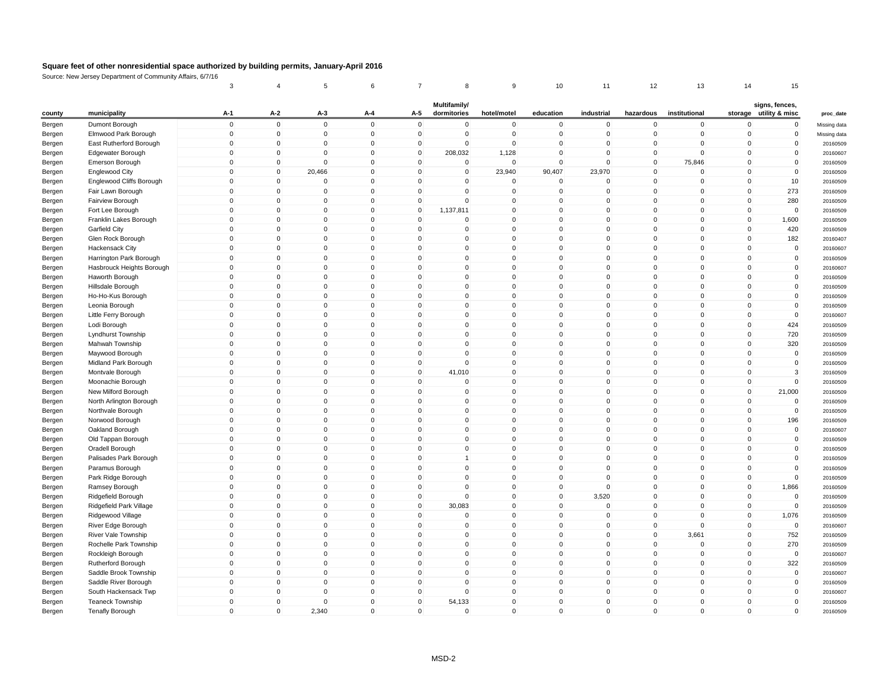**Square feet of other nonresidential space authorized by building permits, January-April 2016**

Source: New Jersey Department of Community Affairs, 6/7/16

| | | 3 | 4 | 5 | 6 | 7 | 8 | 9 | 10 | 11 | 12 | 13 | 14 | 15 | |
|---|---|---|---|---|---|---|---|---|---|---|---|---|---|---|---|
| county | municipality | A-1 | A-2 | A-3 | A-4 | A-5 | Multifamily/ dormitories | hotel/motel | education | industrial | hazardous | institutional | storage | signs, fences, utility & misc | proc_date |
| Bergen | Dumont Borough | 0 | 0 | 0 | 0 | 0 | 0 | 0 | 0 | 0 | 0 | 0 | 0 | 0 | Missing data |
| Bergen | Elmwood Park Borough | 0 | 0 | 0 | 0 | 0 | 0 | 0 | 0 | 0 | 0 | 0 | 0 | 0 | Missing data |
| Bergen | East Rutherford Borough | 0 | 0 | 0 | 0 | 0 | 0 | 0 | 0 | 0 | 0 | 0 | 0 | 0 | 20160509 |
| Bergen | Edgewater Borough | 0 | 0 | 0 | 0 | 0 | 208,032 | 1,128 | 0 | 0 | 0 | 0 | 0 | 0 | 20160607 |
| Bergen | Emerson Borough | 0 | 0 | 0 | 0 | 0 | 0 | 0 | 0 | 0 | 0 | 75,846 | 0 | 0 | 20160509 |
| Bergen | Englewood City | 0 | 0 | 20,466 | 0 | 0 | 0 | 23,940 | 90,407 | 23,970 | 0 | 0 | 0 | 0 | 20160509 |
| Bergen | Englewood Cliffs Borough | 0 | 0 | 0 | 0 | 0 | 0 | 0 | 0 | 0 | 0 | 0 | 0 | 10 | 20160509 |
| Bergen | Fair Lawn Borough | 0 | 0 | 0 | 0 | 0 | 0 | 0 | 0 | 0 | 0 | 0 | 0 | 273 | 20160509 |
| Bergen | Fairview Borough | 0 | 0 | 0 | 0 | 0 | 0 | 0 | 0 | 0 | 0 | 0 | 0 | 280 | 20160509 |
| Bergen | Fort Lee Borough | 0 | 0 | 0 | 0 | 0 | 1,137,811 | 0 | 0 | 0 | 0 | 0 | 0 | 0 | 20160509 |
| Bergen | Franklin Lakes Borough | 0 | 0 | 0 | 0 | 0 | 0 | 0 | 0 | 0 | 0 | 0 | 0 | 1,600 | 20160509 |
| Bergen | Garfield City | 0 | 0 | 0 | 0 | 0 | 0 | 0 | 0 | 0 | 0 | 0 | 0 | 420 | 20160509 |
| Bergen | Glen Rock Borough | 0 | 0 | 0 | 0 | 0 | 0 | 0 | 0 | 0 | 0 | 0 | 0 | 182 | 20160407 |
| Bergen | Hackensack City | 0 | 0 | 0 | 0 | 0 | 0 | 0 | 0 | 0 | 0 | 0 | 0 | 0 | 20160607 |
| Bergen | Harrington Park Borough | 0 | 0 | 0 | 0 | 0 | 0 | 0 | 0 | 0 | 0 | 0 | 0 | 0 | 20160509 |
| Bergen | Hasbrouck Heights Borough | 0 | 0 | 0 | 0 | 0 | 0 | 0 | 0 | 0 | 0 | 0 | 0 | 0 | 20160607 |
| Bergen | Haworth Borough | 0 | 0 | 0 | 0 | 0 | 0 | 0 | 0 | 0 | 0 | 0 | 0 | 0 | 20160509 |
| Bergen | Hillsdale Borough | 0 | 0 | 0 | 0 | 0 | 0 | 0 | 0 | 0 | 0 | 0 | 0 | 0 | 20160509 |
| Bergen | Ho-Ho-Kus Borough | 0 | 0 | 0 | 0 | 0 | 0 | 0 | 0 | 0 | 0 | 0 | 0 | 0 | 20160509 |
| Bergen | Leonia Borough | 0 | 0 | 0 | 0 | 0 | 0 | 0 | 0 | 0 | 0 | 0 | 0 | 0 | 20160509 |
| Bergen | Little Ferry Borough | 0 | 0 | 0 | 0 | 0 | 0 | 0 | 0 | 0 | 0 | 0 | 0 | 0 | 20160607 |
| Bergen | Lodi Borough | 0 | 0 | 0 | 0 | 0 | 0 | 0 | 0 | 0 | 0 | 0 | 0 | 424 | 20160509 |
| Bergen | Lyndhurst Township | 0 | 0 | 0 | 0 | 0 | 0 | 0 | 0 | 0 | 0 | 0 | 0 | 720 | 20160509 |
| Bergen | Mahwah Township | 0 | 0 | 0 | 0 | 0 | 0 | 0 | 0 | 0 | 0 | 0 | 0 | 320 | 20160509 |
| Bergen | Maywood Borough | 0 | 0 | 0 | 0 | 0 | 0 | 0 | 0 | 0 | 0 | 0 | 0 | 0 | 20160509 |
| Bergen | Midland Park Borough | 0 | 0 | 0 | 0 | 0 | 0 | 0 | 0 | 0 | 0 | 0 | 0 | 0 | 20160509 |
| Bergen | Montvale Borough | 0 | 0 | 0 | 0 | 0 | 41,010 | 0 | 0 | 0 | 0 | 0 | 0 | 3 | 20160509 |
| Bergen | Moonachie Borough | 0 | 0 | 0 | 0 | 0 | 0 | 0 | 0 | 0 | 0 | 0 | 0 | 0 | 20160509 |
| Bergen | New Milford Borough | 0 | 0 | 0 | 0 | 0 | 0 | 0 | 0 | 0 | 0 | 0 | 0 | 21,000 | 20160509 |
| Bergen | North Arlington Borough | 0 | 0 | 0 | 0 | 0 | 0 | 0 | 0 | 0 | 0 | 0 | 0 | 0 | 20160509 |
| Bergen | Northvale Borough | 0 | 0 | 0 | 0 | 0 | 0 | 0 | 0 | 0 | 0 | 0 | 0 | 0 | 20160509 |
| Bergen | Norwood Borough | 0 | 0 | 0 | 0 | 0 | 0 | 0 | 0 | 0 | 0 | 0 | 0 | 196 | 20160509 |
| Bergen | Oakland Borough | 0 | 0 | 0 | 0 | 0 | 0 | 0 | 0 | 0 | 0 | 0 | 0 | 0 | 20160607 |
| Bergen | Old Tappan Borough | 0 | 0 | 0 | 0 | 0 | 0 | 0 | 0 | 0 | 0 | 0 | 0 | 0 | 20160509 |
| Bergen | Oradell Borough | 0 | 0 | 0 | 0 | 0 | 0 | 0 | 0 | 0 | 0 | 0 | 0 | 0 | 20160509 |
| Bergen | Palisades Park Borough | 0 | 0 | 0 | 0 | 0 | 1 | 0 | 0 | 0 | 0 | 0 | 0 | 0 | 20160509 |
| Bergen | Paramus Borough | 0 | 0 | 0 | 0 | 0 | 0 | 0 | 0 | 0 | 0 | 0 | 0 | 0 | 20160509 |
| Bergen | Park Ridge Borough | 0 | 0 | 0 | 0 | 0 | 0 | 0 | 0 | 0 | 0 | 0 | 0 | 0 | 20160509 |
| Bergen | Ramsey Borough | 0 | 0 | 0 | 0 | 0 | 0 | 0 | 0 | 0 | 0 | 0 | 0 | 1,866 | 20160509 |
| Bergen | Ridgefield Borough | 0 | 0 | 0 | 0 | 0 | 0 | 0 | 0 | 3,520 | 0 | 0 | 0 | 0 | 20160509 |
| Bergen | Ridgefield Park Village | 0 | 0 | 0 | 0 | 0 | 30,083 | 0 | 0 | 0 | 0 | 0 | 0 | 0 | 20160509 |
| Bergen | Ridgewood Village | 0 | 0 | 0 | 0 | 0 | 0 | 0 | 0 | 0 | 0 | 0 | 0 | 1,076 | 20160509 |
| Bergen | River Edge Borough | 0 | 0 | 0 | 0 | 0 | 0 | 0 | 0 | 0 | 0 | 0 | 0 | 0 | 20160607 |
| Bergen | River Vale Township | 0 | 0 | 0 | 0 | 0 | 0 | 0 | 0 | 0 | 0 | 3,661 | 0 | 752 | 20160509 |
| Bergen | Rochelle Park Township | 0 | 0 | 0 | 0 | 0 | 0 | 0 | 0 | 0 | 0 | 0 | 0 | 270 | 20160509 |
| Bergen | Rockleigh Borough | 0 | 0 | 0 | 0 | 0 | 0 | 0 | 0 | 0 | 0 | 0 | 0 | 0 | 20160607 |
| Bergen | Rutherford Borough | 0 | 0 | 0 | 0 | 0 | 0 | 0 | 0 | 0 | 0 | 0 | 0 | 322 | 20160509 |
| Bergen | Saddle Brook Township | 0 | 0 | 0 | 0 | 0 | 0 | 0 | 0 | 0 | 0 | 0 | 0 | 0 | 20160607 |
| Bergen | Saddle River Borough | 0 | 0 | 0 | 0 | 0 | 0 | 0 | 0 | 0 | 0 | 0 | 0 | 0 | 20160509 |
| Bergen | South Hackensack Twp | 0 | 0 | 0 | 0 | 0 | 0 | 0 | 0 | 0 | 0 | 0 | 0 | 0 | 20160607 |
| Bergen | Teaneck Township | 0 | 0 | 0 | 0 | 0 | 54,133 | 0 | 0 | 0 | 0 | 0 | 0 | 0 | 20160509 |
| Bergen | Tenafly Borough | 0 | 0 | 2,340 | 0 | 0 | 0 | 0 | 0 | 0 | 0 | 0 | 0 | 0 | 20160509 |

MSD-2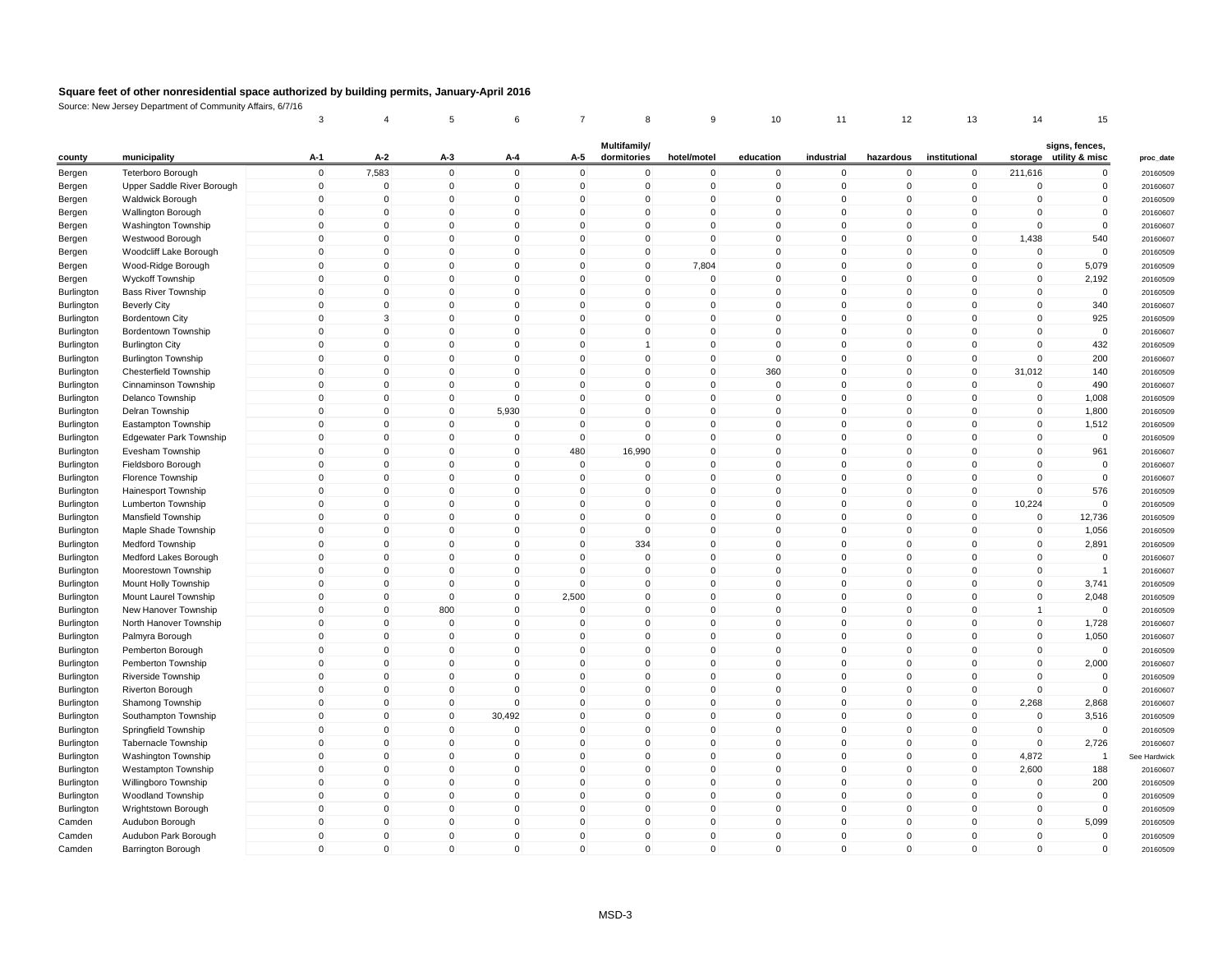# Square feet of other nonresidential space authorized by building permits, January-April 2016

Source: New Jersey Department of Community Affairs, 6/7/16

| | | 3 | 4 | 5 | 6 | 7 | 8 | 9 | 10 | 11 | 12 | 13 | 14 | 15 | |
|---|---|---|---|---|---|---|---|---|---|---|---|---|---|---|---|
| county | municipality | A-1 | A-2 | A-3 | A-4 | A-5 | Multifamily/ dormitories | hotel/motel | education | industrial | hazardous | institutional | storage | signs, fences, utility & misc | proc_date |
| Bergen | Teterboro Borough | 0 | 7,583 | 0 | 0 | 0 | 0 | 0 | 0 | 0 | 0 | 0 | 211,616 | 0 | 20160509 |
| Bergen | Upper Saddle River Borough | 0 | 0 | 0 | 0 | 0 | 0 | 0 | 0 | 0 | 0 | 0 | 0 | 0 | 20160607 |
| Bergen | Waldwick Borough | 0 | 0 | 0 | 0 | 0 | 0 | 0 | 0 | 0 | 0 | 0 | 0 | 0 | 20160509 |
| Bergen | Wallington Borough | 0 | 0 | 0 | 0 | 0 | 0 | 0 | 0 | 0 | 0 | 0 | 0 | 0 | 20160607 |
| Bergen | Washington Township | 0 | 0 | 0 | 0 | 0 | 0 | 0 | 0 | 0 | 0 | 0 | 0 | 0 | 20160607 |
| Bergen | Westwood Borough | 0 | 0 | 0 | 0 | 0 | 0 | 0 | 0 | 0 | 0 | 0 | 1,438 | 540 | 20160607 |
| Bergen | Woodcliff Lake Borough | 0 | 0 | 0 | 0 | 0 | 0 | 0 | 0 | 0 | 0 | 0 | 0 | 0 | 20160509 |
| Bergen | Wood-Ridge Borough | 0 | 0 | 0 | 0 | 0 | 0 | 7,804 | 0 | 0 | 0 | 0 | 0 | 5,079 | 20160509 |
| Bergen | Wyckoff Township | 0 | 0 | 0 | 0 | 0 | 0 | 0 | 0 | 0 | 0 | 0 | 0 | 2,192 | 20160509 |
| Burlington | Bass River Township | 0 | 0 | 0 | 0 | 0 | 0 | 0 | 0 | 0 | 0 | 0 | 0 | 0 | 20160509 |
| Burlington | Beverly City | 0 | 0 | 0 | 0 | 0 | 0 | 0 | 0 | 0 | 0 | 0 | 0 | 340 | 20160607 |
| Burlington | Bordentown City | 0 | 3 | 0 | 0 | 0 | 0 | 0 | 0 | 0 | 0 | 0 | 0 | 925 | 20160509 |
| Burlington | Bordentown Township | 0 | 0 | 0 | 0 | 0 | 0 | 0 | 0 | 0 | 0 | 0 | 0 | 0 | 20160607 |
| Burlington | Burlington City | 0 | 0 | 0 | 0 | 0 | 1 | 0 | 0 | 0 | 0 | 0 | 0 | 432 | 20160509 |
| Burlington | Burlington Township | 0 | 0 | 0 | 0 | 0 | 0 | 0 | 0 | 0 | 0 | 0 | 0 | 200 | 20160607 |
| Burlington | Chesterfield Township | 0 | 0 | 0 | 0 | 0 | 0 | 0 | 360 | 0 | 0 | 0 | 31,012 | 140 | 20160509 |
| Burlington | Cinnaminson Township | 0 | 0 | 0 | 0 | 0 | 0 | 0 | 0 | 0 | 0 | 0 | 0 | 490 | 20160607 |
| Burlington | Delanco Township | 0 | 0 | 0 | 0 | 0 | 0 | 0 | 0 | 0 | 0 | 0 | 0 | 1,008 | 20160509 |
| Burlington | Delran Township | 0 | 0 | 0 | 5,930 | 0 | 0 | 0 | 0 | 0 | 0 | 0 | 0 | 1,800 | 20160509 |
| Burlington | Eastampton Township | 0 | 0 | 0 | 0 | 0 | 0 | 0 | 0 | 0 | 0 | 0 | 0 | 1,512 | 20160509 |
| Burlington | Edgewater Park Township | 0 | 0 | 0 | 0 | 0 | 0 | 0 | 0 | 0 | 0 | 0 | 0 | 0 | 20160509 |
| Burlington | Evesham Township | 0 | 0 | 0 | 0 | 480 | 16,990 | 0 | 0 | 0 | 0 | 0 | 0 | 961 | 20160607 |
| Burlington | Fieldsboro Borough | 0 | 0 | 0 | 0 | 0 | 0 | 0 | 0 | 0 | 0 | 0 | 0 | 0 | 20160607 |
| Burlington | Florence Township | 0 | 0 | 0 | 0 | 0 | 0 | 0 | 0 | 0 | 0 | 0 | 0 | 0 | 20160607 |
| Burlington | Hainesport Township | 0 | 0 | 0 | 0 | 0 | 0 | 0 | 0 | 0 | 0 | 0 | 0 | 576 | 20160509 |
| Burlington | Lumberton Township | 0 | 0 | 0 | 0 | 0 | 0 | 0 | 0 | 0 | 0 | 0 | 10,224 | 0 | 20160509 |
| Burlington | Mansfield Township | 0 | 0 | 0 | 0 | 0 | 0 | 0 | 0 | 0 | 0 | 0 | 0 | 12,736 | 20160509 |
| Burlington | Maple Shade Township | 0 | 0 | 0 | 0 | 0 | 0 | 0 | 0 | 0 | 0 | 0 | 0 | 1,056 | 20160509 |
| Burlington | Medford Township | 0 | 0 | 0 | 0 | 0 | 334 | 0 | 0 | 0 | 0 | 0 | 0 | 2,891 | 20160509 |
| Burlington | Medford Lakes Borough | 0 | 0 | 0 | 0 | 0 | 0 | 0 | 0 | 0 | 0 | 0 | 0 | 0 | 20160607 |
| Burlington | Moorestown Township | 0 | 0 | 0 | 0 | 0 | 0 | 0 | 0 | 0 | 0 | 0 | 0 | 1 | 20160607 |
| Burlington | Mount Holly Township | 0 | 0 | 0 | 0 | 0 | 0 | 0 | 0 | 0 | 0 | 0 | 0 | 3,741 | 20160509 |
| Burlington | Mount Laurel Township | 0 | 0 | 0 | 0 | 2,500 | 0 | 0 | 0 | 0 | 0 | 0 | 0 | 2,048 | 20160509 |
| Burlington | New Hanover Township | 0 | 0 | 800 | 0 | 0 | 0 | 0 | 0 | 0 | 0 | 0 | 1 | 0 | 20160509 |
| Burlington | North Hanover Township | 0 | 0 | 0 | 0 | 0 | 0 | 0 | 0 | 0 | 0 | 0 | 0 | 1,728 | 20160607 |
| Burlington | Palmyra Borough | 0 | 0 | 0 | 0 | 0 | 0 | 0 | 0 | 0 | 0 | 0 | 0 | 1,050 | 20160607 |
| Burlington | Pemberton Borough | 0 | 0 | 0 | 0 | 0 | 0 | 0 | 0 | 0 | 0 | 0 | 0 | 0 | 20160509 |
| Burlington | Pemberton Township | 0 | 0 | 0 | 0 | 0 | 0 | 0 | 0 | 0 | 0 | 0 | 0 | 2,000 | 20160607 |
| Burlington | Riverside Township | 0 | 0 | 0 | 0 | 0 | 0 | 0 | 0 | 0 | 0 | 0 | 0 | 0 | 20160509 |
| Burlington | Riverton Borough | 0 | 0 | 0 | 0 | 0 | 0 | 0 | 0 | 0 | 0 | 0 | 0 | 0 | 20160607 |
| Burlington | Shamong Township | 0 | 0 | 0 | 0 | 0 | 0 | 0 | 0 | 0 | 0 | 0 | 2,268 | 2,868 | 20160607 |
| Burlington | Southampton Township | 0 | 0 | 0 | 30,492 | 0 | 0 | 0 | 0 | 0 | 0 | 0 | 0 | 3,516 | 20160509 |
| Burlington | Springfield Township | 0 | 0 | 0 | 0 | 0 | 0 | 0 | 0 | 0 | 0 | 0 | 0 | 0 | 20160509 |
| Burlington | Tabernacle Township | 0 | 0 | 0 | 0 | 0 | 0 | 0 | 0 | 0 | 0 | 0 | 0 | 2,726 | 20160607 |
| Burlington | Washington Township | 0 | 0 | 0 | 0 | 0 | 0 | 0 | 0 | 0 | 0 | 0 | 4,872 | 1 | See Hardwick |
| Burlington | Westampton Township | 0 | 0 | 0 | 0 | 0 | 0 | 0 | 0 | 0 | 0 | 0 | 2,600 | 188 | 20160607 |
| Burlington | Willingboro Township | 0 | 0 | 0 | 0 | 0 | 0 | 0 | 0 | 0 | 0 | 0 | 0 | 200 | 20160509 |
| Burlington | Woodland Township | 0 | 0 | 0 | 0 | 0 | 0 | 0 | 0 | 0 | 0 | 0 | 0 | 0 | 20160509 |
| Burlington | Wrightstown Borough | 0 | 0 | 0 | 0 | 0 | 0 | 0 | 0 | 0 | 0 | 0 | 0 | 0 | 20160509 |
| Camden | Audubon Borough | 0 | 0 | 0 | 0 | 0 | 0 | 0 | 0 | 0 | 0 | 0 | 0 | 5,099 | 20160509 |
| Camden | Audubon Park Borough | 0 | 0 | 0 | 0 | 0 | 0 | 0 | 0 | 0 | 0 | 0 | 0 | 0 | 20160509 |
| Camden | Barrington Borough | 0 | 0 | 0 | 0 | 0 | 0 | 0 | 0 | 0 | 0 | 0 | 0 | 0 | 20160509 |

MSD-3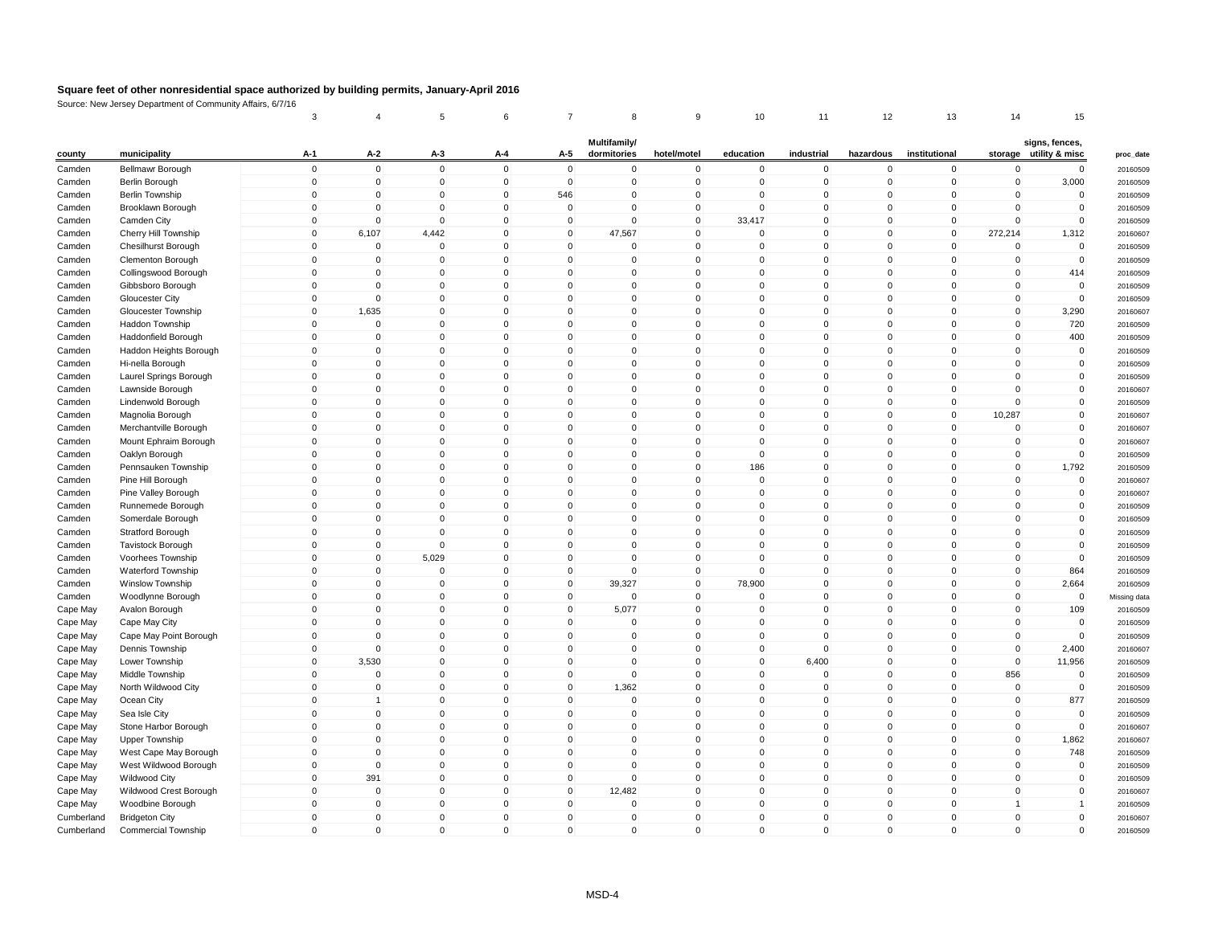# Square feet of other nonresidential space authorized by building permits, January-April 2016

Source: New Jersey Department of Community Affairs, 6/7/16

| | | 3 | 4 | 5 | 6 | 7 | 8 | 9 | 10 | 11 | 12 | 13 | 14 | 15 | |
|---|---|---|---|---|---|---|---|---|---|---|---|---|---|---|---|
| county | municipality | A-1 | A-2 | A-3 | A-4 | A-5 | Multifamily/ dormitories | hotel/motel | education | industrial | hazardous | institutional | storage | signs, fences, utility & misc | proc_date |
| Camden | Bellmawr Borough | 0 | 0 | 0 | 0 | 0 | 0 | 0 | 0 | 0 | 0 | 0 | 0 | 0 | 20160509 |
| Camden | Berlin Borough | 0 | 0 | 0 | 0 | 0 | 0 | 0 | 0 | 0 | 0 | 0 | 0 | 3,000 | 20160509 |
| Camden | Berlin Township | 0 | 0 | 0 | 0 | 546 | 0 | 0 | 0 | 0 | 0 | 0 | 0 | 0 | 20160509 |
| Camden | Brooklawn Borough | 0 | 0 | 0 | 0 | 0 | 0 | 0 | 0 | 0 | 0 | 0 | 0 | 0 | 20160509 |
| Camden | Camden City | 0 | 0 | 0 | 0 | 0 | 0 | 0 | 33,417 | 0 | 0 | 0 | 0 | 0 | 20160509 |
| Camden | Cherry Hill Township | 0 | 6,107 | 4,442 | 0 | 0 | 47,567 | 0 | 0 | 0 | 0 | 0 | 272,214 | 1,312 | 20160607 |
| Camden | Chesilhurst Borough | 0 | 0 | 0 | 0 | 0 | 0 | 0 | 0 | 0 | 0 | 0 | 0 | 0 | 20160509 |
| Camden | Clementon Borough | 0 | 0 | 0 | 0 | 0 | 0 | 0 | 0 | 0 | 0 | 0 | 0 | 0 | 20160509 |
| Camden | Collingswood Borough | 0 | 0 | 0 | 0 | 0 | 0 | 0 | 0 | 0 | 0 | 0 | 0 | 414 | 20160509 |
| Camden | Gibbsboro Borough | 0 | 0 | 0 | 0 | 0 | 0 | 0 | 0 | 0 | 0 | 0 | 0 | 0 | 20160509 |
| Camden | Gloucester City | 0 | 0 | 0 | 0 | 0 | 0 | 0 | 0 | 0 | 0 | 0 | 0 | 0 | 20160509 |
| Camden | Gloucester Township | 0 | 1,635 | 0 | 0 | 0 | 0 | 0 | 0 | 0 | 0 | 0 | 0 | 3,290 | 20160607 |
| Camden | Haddon Township | 0 | 0 | 0 | 0 | 0 | 0 | 0 | 0 | 0 | 0 | 0 | 0 | 720 | 20160509 |
| Camden | Haddonfield Borough | 0 | 0 | 0 | 0 | 0 | 0 | 0 | 0 | 0 | 0 | 0 | 0 | 400 | 20160509 |
| Camden | Haddon Heights Borough | 0 | 0 | 0 | 0 | 0 | 0 | 0 | 0 | 0 | 0 | 0 | 0 | 0 | 20160509 |
| Camden | Hi-nella Borough | 0 | 0 | 0 | 0 | 0 | 0 | 0 | 0 | 0 | 0 | 0 | 0 | 0 | 20160509 |
| Camden | Laurel Springs Borough | 0 | 0 | 0 | 0 | 0 | 0 | 0 | 0 | 0 | 0 | 0 | 0 | 0 | 20160509 |
| Camden | Lawnside Borough | 0 | 0 | 0 | 0 | 0 | 0 | 0 | 0 | 0 | 0 | 0 | 0 | 0 | 20160607 |
| Camden | Lindenwold Borough | 0 | 0 | 0 | 0 | 0 | 0 | 0 | 0 | 0 | 0 | 0 | 0 | 0 | 20160509 |
| Camden | Magnolia Borough | 0 | 0 | 0 | 0 | 0 | 0 | 0 | 0 | 0 | 0 | 0 | 10,287 | 0 | 20160607 |
| Camden | Merchantville Borough | 0 | 0 | 0 | 0 | 0 | 0 | 0 | 0 | 0 | 0 | 0 | 0 | 0 | 20160607 |
| Camden | Mount Ephraim Borough | 0 | 0 | 0 | 0 | 0 | 0 | 0 | 0 | 0 | 0 | 0 | 0 | 0 | 20160607 |
| Camden | Oaklyn Borough | 0 | 0 | 0 | 0 | 0 | 0 | 0 | 0 | 0 | 0 | 0 | 0 | 0 | 20160509 |
| Camden | Pennsauken Township | 0 | 0 | 0 | 0 | 0 | 0 | 0 | 186 | 0 | 0 | 0 | 0 | 1,792 | 20160509 |
| Camden | Pine Hill Borough | 0 | 0 | 0 | 0 | 0 | 0 | 0 | 0 | 0 | 0 | 0 | 0 | 0 | 20160607 |
| Camden | Pine Valley Borough | 0 | 0 | 0 | 0 | 0 | 0 | 0 | 0 | 0 | 0 | 0 | 0 | 0 | 20160607 |
| Camden | Runnemede Borough | 0 | 0 | 0 | 0 | 0 | 0 | 0 | 0 | 0 | 0 | 0 | 0 | 0 | 20160509 |
| Camden | Somerdale Borough | 0 | 0 | 0 | 0 | 0 | 0 | 0 | 0 | 0 | 0 | 0 | 0 | 0 | 20160509 |
| Camden | Stratford Borough | 0 | 0 | 0 | 0 | 0 | 0 | 0 | 0 | 0 | 0 | 0 | 0 | 0 | 20160509 |
| Camden | Tavistock Borough | 0 | 0 | 0 | 0 | 0 | 0 | 0 | 0 | 0 | 0 | 0 | 0 | 0 | 20160509 |
| Camden | Voorhees Township | 0 | 0 | 5,029 | 0 | 0 | 0 | 0 | 0 | 0 | 0 | 0 | 0 | 0 | 20160509 |
| Camden | Waterford Township | 0 | 0 | 0 | 0 | 0 | 0 | 0 | 0 | 0 | 0 | 0 | 0 | 864 | 20160509 |
| Camden | Winslow Township | 0 | 0 | 0 | 0 | 0 | 39,327 | 0 | 78,900 | 0 | 0 | 0 | 0 | 2,664 | 20160509 |
| Camden | Woodlynne Borough | 0 | 0 | 0 | 0 | 0 | 0 | 0 | 0 | 0 | 0 | 0 | 0 | 0 | Missing data |
| Cape May | Avalon Borough | 0 | 0 | 0 | 0 | 0 | 5,077 | 0 | 0 | 0 | 0 | 0 | 0 | 109 | 20160509 |
| Cape May | Cape May City | 0 | 0 | 0 | 0 | 0 | 0 | 0 | 0 | 0 | 0 | 0 | 0 | 0 | 20160509 |
| Cape May | Cape May Point Borough | 0 | 0 | 0 | 0 | 0 | 0 | 0 | 0 | 0 | 0 | 0 | 0 | 0 | 20160509 |
| Cape May | Dennis Township | 0 | 0 | 0 | 0 | 0 | 0 | 0 | 0 | 0 | 0 | 0 | 0 | 2,400 | 20160607 |
| Cape May | Lower Township | 0 | 3,530 | 0 | 0 | 0 | 0 | 0 | 0 | 6,400 | 0 | 0 | 0 | 11,956 | 20160509 |
| Cape May | Middle Township | 0 | 0 | 0 | 0 | 0 | 0 | 0 | 0 | 0 | 0 | 0 | 856 | 0 | 20160509 |
| Cape May | North Wildwood City | 0 | 0 | 0 | 0 | 0 | 1,362 | 0 | 0 | 0 | 0 | 0 | 0 | 0 | 20160509 |
| Cape May | Ocean City | 0 | 1 | 0 | 0 | 0 | 0 | 0 | 0 | 0 | 0 | 0 | 0 | 877 | 20160509 |
| Cape May | Sea Isle City | 0 | 0 | 0 | 0 | 0 | 0 | 0 | 0 | 0 | 0 | 0 | 0 | 0 | 20160509 |
| Cape May | Stone Harbor Borough | 0 | 0 | 0 | 0 | 0 | 0 | 0 | 0 | 0 | 0 | 0 | 0 | 0 | 20160607 |
| Cape May | Upper Township | 0 | 0 | 0 | 0 | 0 | 0 | 0 | 0 | 0 | 0 | 0 | 0 | 1,862 | 20160607 |
| Cape May | West Cape May Borough | 0 | 0 | 0 | 0 | 0 | 0 | 0 | 0 | 0 | 0 | 0 | 0 | 748 | 20160509 |
| Cape May | West Wildwood Borough | 0 | 0 | 0 | 0 | 0 | 0 | 0 | 0 | 0 | 0 | 0 | 0 | 0 | 20160509 |
| Cape May | Wildwood City | 0 | 391 | 0 | 0 | 0 | 0 | 0 | 0 | 0 | 0 | 0 | 0 | 0 | 20160509 |
| Cape May | Wildwood Crest Borough | 0 | 0 | 0 | 0 | 0 | 12,482 | 0 | 0 | 0 | 0 | 0 | 0 | 0 | 20160607 |
| Cape May | Woodbine Borough | 0 | 0 | 0 | 0 | 0 | 0 | 0 | 0 | 0 | 0 | 0 | 1 | 1 | 20160509 |
| Cumberland | Bridgeton City | 0 | 0 | 0 | 0 | 0 | 0 | 0 | 0 | 0 | 0 | 0 | 0 | 0 | 20160607 |
| Cumberland | Commercial Township | 0 | 0 | 0 | 0 | 0 | 0 | 0 | 0 | 0 | 0 | 0 | 0 | 0 | 20160509 |

MSD-4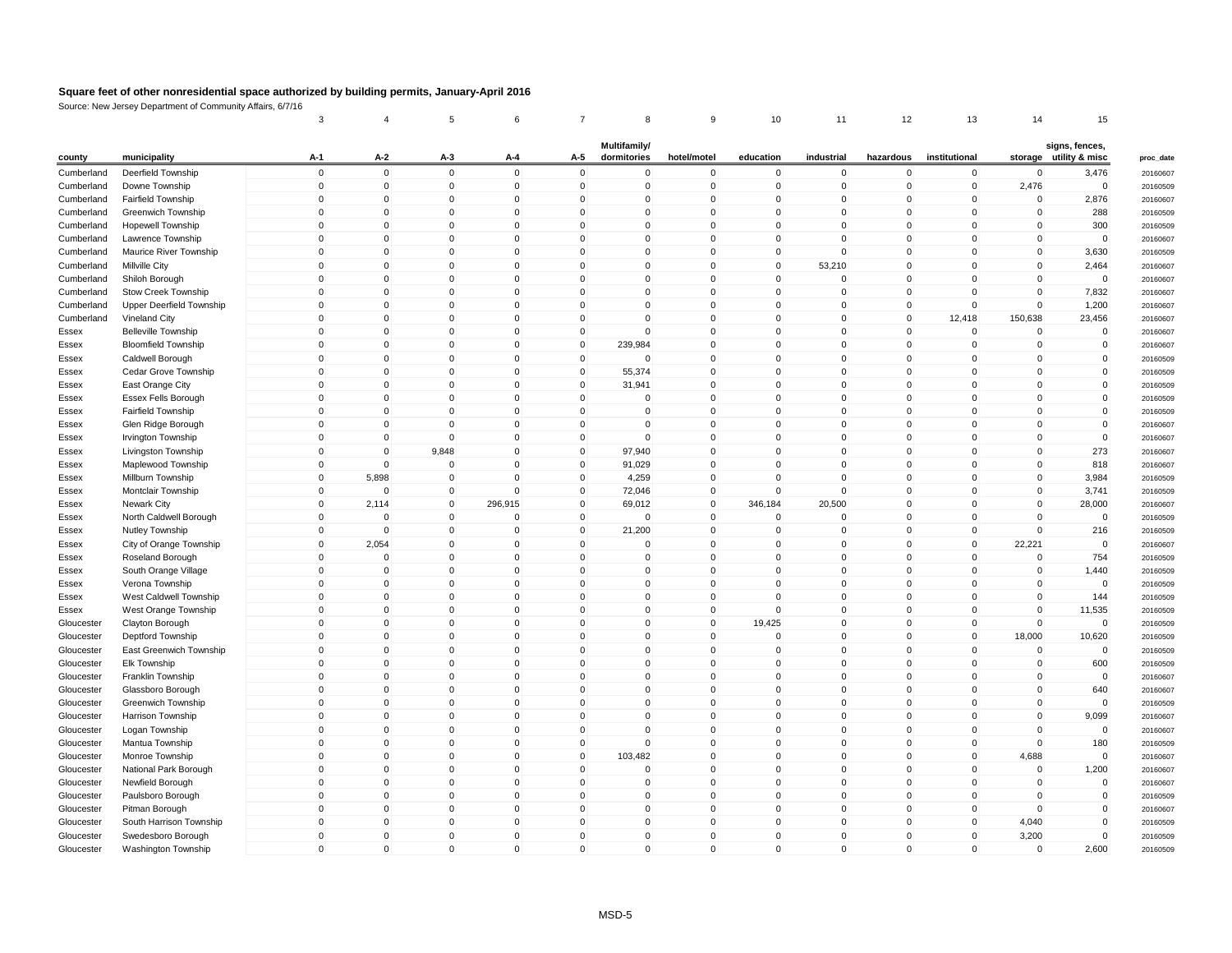**Square feet of other nonresidential space authorized by building permits, January-April 2016**

Source: New Jersey Department of Community Affairs, 6/7/16

| | | 3 | 4 | 5 | 6 | 7 | 8 | 9 | 10 | 11 | 12 | 13 | 14 | 15 | |
|---|---|---|---|---|---|---|---|---|---|---|---|---|---|---|---|
| county | municipality | A-1 | A-2 | A-3 | A-4 | A-5 | Multifamily/ dormitories | hotel/motel | education | industrial | hazardous | institutional | storage | signs, fences, utility & misc | proc_date |
| Cumberland | Deerfield Township | 0 | 0 | 0 | 0 | 0 | 0 | 0 | 0 | 0 | 0 | 0 | 0 | 3,476 | 20160607 |
| Cumberland | Downe Township | 0 | 0 | 0 | 0 | 0 | 0 | 0 | 0 | 0 | 0 | 0 | 2,476 | 0 | 20160509 |
| Cumberland | Fairfield Township | 0 | 0 | 0 | 0 | 0 | 0 | 0 | 0 | 0 | 0 | 0 | 0 | 2,876 | 20160607 |
| Cumberland | Greenwich Township | 0 | 0 | 0 | 0 | 0 | 0 | 0 | 0 | 0 | 0 | 0 | 0 | 288 | 20160509 |
| Cumberland | Hopewell Township | 0 | 0 | 0 | 0 | 0 | 0 | 0 | 0 | 0 | 0 | 0 | 0 | 300 | 20160509 |
| Cumberland | Lawrence Township | 0 | 0 | 0 | 0 | 0 | 0 | 0 | 0 | 0 | 0 | 0 | 0 | 0 | 20160607 |
| Cumberland | Maurice River Township | 0 | 0 | 0 | 0 | 0 | 0 | 0 | 0 | 0 | 0 | 0 | 0 | 3,630 | 20160509 |
| Cumberland | Millville City | 0 | 0 | 0 | 0 | 0 | 0 | 0 | 0 | 53,210 | 0 | 0 | 0 | 2,464 | 20160607 |
| Cumberland | Shiloh Borough | 0 | 0 | 0 | 0 | 0 | 0 | 0 | 0 | 0 | 0 | 0 | 0 | 0 | 20160607 |
| Cumberland | Stow Creek Township | 0 | 0 | 0 | 0 | 0 | 0 | 0 | 0 | 0 | 0 | 0 | 0 | 7,832 | 20160607 |
| Cumberland | Upper Deerfield Township | 0 | 0 | 0 | 0 | 0 | 0 | 0 | 0 | 0 | 0 | 0 | 0 | 1,200 | 20160607 |
| Cumberland | Vineland City | 0 | 0 | 0 | 0 | 0 | 0 | 0 | 0 | 0 | 0 | 12,418 | 150,638 | 23,456 | 20160607 |
| Essex | Belleville Township | 0 | 0 | 0 | 0 | 0 | 0 | 0 | 0 | 0 | 0 | 0 | 0 | 0 | 20160607 |
| Essex | Bloomfield Township | 0 | 0 | 0 | 0 | 0 | 239,984 | 0 | 0 | 0 | 0 | 0 | 0 | 0 | 20160607 |
| Essex | Caldwell Borough | 0 | 0 | 0 | 0 | 0 | 0 | 0 | 0 | 0 | 0 | 0 | 0 | 0 | 20160509 |
| Essex | Cedar Grove Township | 0 | 0 | 0 | 0 | 0 | 55,374 | 0 | 0 | 0 | 0 | 0 | 0 | 0 | 20160509 |
| Essex | East Orange City | 0 | 0 | 0 | 0 | 0 | 31,941 | 0 | 0 | 0 | 0 | 0 | 0 | 0 | 20160509 |
| Essex | Essex Fells Borough | 0 | 0 | 0 | 0 | 0 | 0 | 0 | 0 | 0 | 0 | 0 | 0 | 0 | 20160509 |
| Essex | Fairfield Township | 0 | 0 | 0 | 0 | 0 | 0 | 0 | 0 | 0 | 0 | 0 | 0 | 0 | 20160509 |
| Essex | Glen Ridge Borough | 0 | 0 | 0 | 0 | 0 | 0 | 0 | 0 | 0 | 0 | 0 | 0 | 0 | 20160607 |
| Essex | Irvington Township | 0 | 0 | 0 | 0 | 0 | 0 | 0 | 0 | 0 | 0 | 0 | 0 | 0 | 20160607 |
| Essex | Livingston Township | 0 | 0 | 9,848 | 0 | 0 | 97,940 | 0 | 0 | 0 | 0 | 0 | 0 | 273 | 20160607 |
| Essex | Maplewood Township | 0 | 0 | 0 | 0 | 0 | 91,029 | 0 | 0 | 0 | 0 | 0 | 0 | 818 | 20160607 |
| Essex | Millburn Township | 0 | 5,898 | 0 | 0 | 0 | 4,259 | 0 | 0 | 0 | 0 | 0 | 0 | 3,984 | 20160509 |
| Essex | Montclair Township | 0 | 0 | 0 | 0 | 0 | 72,046 | 0 | 0 | 0 | 0 | 0 | 0 | 3,741 | 20160509 |
| Essex | Newark City | 0 | 2,114 | 0 | 296,915 | 0 | 69,012 | 0 | 346,184 | 20,500 | 0 | 0 | 0 | 28,000 | 20160607 |
| Essex | North Caldwell Borough | 0 | 0 | 0 | 0 | 0 | 0 | 0 | 0 | 0 | 0 | 0 | 0 | 0 | 20160509 |
| Essex | Nutley Township | 0 | 0 | 0 | 0 | 0 | 21,200 | 0 | 0 | 0 | 0 | 0 | 0 | 216 | 20160509 |
| Essex | City of Orange Township | 0 | 2,054 | 0 | 0 | 0 | 0 | 0 | 0 | 0 | 0 | 0 | 22,221 | 0 | 20160607 |
| Essex | Roseland Borough | 0 | 0 | 0 | 0 | 0 | 0 | 0 | 0 | 0 | 0 | 0 | 0 | 754 | 20160509 |
| Essex | South Orange Village | 0 | 0 | 0 | 0 | 0 | 0 | 0 | 0 | 0 | 0 | 0 | 0 | 1,440 | 20160509 |
| Essex | Verona Township | 0 | 0 | 0 | 0 | 0 | 0 | 0 | 0 | 0 | 0 | 0 | 0 | 0 | 20160509 |
| Essex | West Caldwell Township | 0 | 0 | 0 | 0 | 0 | 0 | 0 | 0 | 0 | 0 | 0 | 0 | 144 | 20160509 |
| Essex | West Orange Township | 0 | 0 | 0 | 0 | 0 | 0 | 0 | 0 | 0 | 0 | 0 | 0 | 11,535 | 20160509 |
| Gloucester | Clayton Borough | 0 | 0 | 0 | 0 | 0 | 0 | 0 | 19,425 | 0 | 0 | 0 | 0 | 0 | 20160509 |
| Gloucester | Deptford Township | 0 | 0 | 0 | 0 | 0 | 0 | 0 | 0 | 0 | 0 | 0 | 18,000 | 10,620 | 20160509 |
| Gloucester | East Greenwich Township | 0 | 0 | 0 | 0 | 0 | 0 | 0 | 0 | 0 | 0 | 0 | 0 | 0 | 20160509 |
| Gloucester | Elk Township | 0 | 0 | 0 | 0 | 0 | 0 | 0 | 0 | 0 | 0 | 0 | 0 | 600 | 20160509 |
| Gloucester | Franklin Township | 0 | 0 | 0 | 0 | 0 | 0 | 0 | 0 | 0 | 0 | 0 | 0 | 0 | 20160607 |
| Gloucester | Glassboro Borough | 0 | 0 | 0 | 0 | 0 | 0 | 0 | 0 | 0 | 0 | 0 | 0 | 640 | 20160607 |
| Gloucester | Greenwich Township | 0 | 0 | 0 | 0 | 0 | 0 | 0 | 0 | 0 | 0 | 0 | 0 | 0 | 20160509 |
| Gloucester | Harrison Township | 0 | 0 | 0 | 0 | 0 | 0 | 0 | 0 | 0 | 0 | 0 | 0 | 9,099 | 20160607 |
| Gloucester | Logan Township | 0 | 0 | 0 | 0 | 0 | 0 | 0 | 0 | 0 | 0 | 0 | 0 | 0 | 20160607 |
| Gloucester | Mantua Township | 0 | 0 | 0 | 0 | 0 | 0 | 0 | 0 | 0 | 0 | 0 | 0 | 180 | 20160509 |
| Gloucester | Monroe Township | 0 | 0 | 0 | 0 | 0 | 103,482 | 0 | 0 | 0 | 0 | 0 | 4,688 | 0 | 20160607 |
| Gloucester | National Park Borough | 0 | 0 | 0 | 0 | 0 | 0 | 0 | 0 | 0 | 0 | 0 | 0 | 1,200 | 20160607 |
| Gloucester | Newfield Borough | 0 | 0 | 0 | 0 | 0 | 0 | 0 | 0 | 0 | 0 | 0 | 0 | 0 | 20160607 |
| Gloucester | Paulsboro Borough | 0 | 0 | 0 | 0 | 0 | 0 | 0 | 0 | 0 | 0 | 0 | 0 | 0 | 20160509 |
| Gloucester | Pitman Borough | 0 | 0 | 0 | 0 | 0 | 0 | 0 | 0 | 0 | 0 | 0 | 0 | 0 | 20160607 |
| Gloucester | South Harrison Township | 0 | 0 | 0 | 0 | 0 | 0 | 0 | 0 | 0 | 0 | 0 | 4,040 | 0 | 20160509 |
| Gloucester | Swedesboro Borough | 0 | 0 | 0 | 0 | 0 | 0 | 0 | 0 | 0 | 0 | 0 | 3,200 | 0 | 20160509 |
| Gloucester | Washington Township | 0 | 0 | 0 | 0 | 0 | 0 | 0 | 0 | 0 | 0 | 0 | 0 | 2,600 | 20160509 |

MSD-5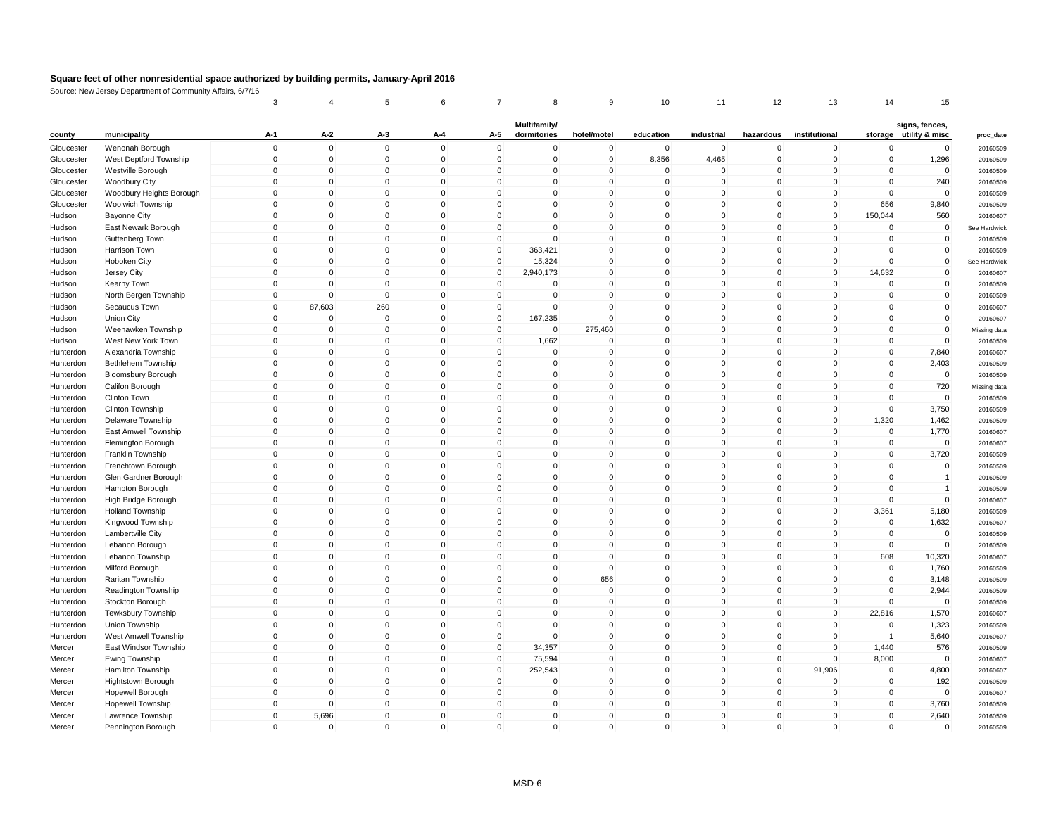# Square feet of other nonresidential space authorized by building permits, January-April 2016

Source: New Jersey Department of Community Affairs, 6/7/16

| | | 3 | 4 | 5 | 6 | 7 | 8 | 9 | 10 | 11 | 12 | 13 | 14 | 15 | |
|---|---|---|---|---|---|---|---|---|---|---|---|---|---|---|---|
| county | municipality | A-1 | A-2 | A-3 | A-4 | A-5 | Multifamily/ dormitories | hotel/motel | education | industrial | hazardous | institutional | storage | signs, fences, utility & misc | proc_date |
| Gloucester | Wenonah Borough | 0 | 0 | 0 | 0 | 0 | 0 | 0 | 0 | 0 | 0 | 0 | 0 | 0 | 20160509 |
| Gloucester | West Deptford Township | 0 | 0 | 0 | 0 | 0 | 0 | 0 | 8,356 | 4,465 | 0 | 0 | 0 | 1,296 | 20160509 |
| Gloucester | Westville Borough | 0 | 0 | 0 | 0 | 0 | 0 | 0 | 0 | 0 | 0 | 0 | 0 | 0 | 20160509 |
| Gloucester | Woodbury City | 0 | 0 | 0 | 0 | 0 | 0 | 0 | 0 | 0 | 0 | 0 | 0 | 240 | 20160509 |
| Gloucester | Woodbury Heights Borough | 0 | 0 | 0 | 0 | 0 | 0 | 0 | 0 | 0 | 0 | 0 | 0 | 0 | 20160509 |
| Gloucester | Woolwich Township | 0 | 0 | 0 | 0 | 0 | 0 | 0 | 0 | 0 | 0 | 0 | 656 | 9,840 | 20160509 |
| Hudson | Bayonne City | 0 | 0 | 0 | 0 | 0 | 0 | 0 | 0 | 0 | 0 | 0 | 150,044 | 560 | 20160607 |
| Hudson | East Newark Borough | 0 | 0 | 0 | 0 | 0 | 0 | 0 | 0 | 0 | 0 | 0 | 0 | 0 | See Hardwick |
| Hudson | Guttenberg Town | 0 | 0 | 0 | 0 | 0 | 0 | 0 | 0 | 0 | 0 | 0 | 0 | 0 | 20160509 |
| Hudson | Harrison Town | 0 | 0 | 0 | 0 | 0 | 363,421 | 0 | 0 | 0 | 0 | 0 | 0 | 0 | 20160509 |
| Hudson | Hoboken City | 0 | 0 | 0 | 0 | 0 | 15,324 | 0 | 0 | 0 | 0 | 0 | 0 | 0 | See Hardwick |
| Hudson | Jersey City | 0 | 0 | 0 | 0 | 0 | 2,940,173 | 0 | 0 | 0 | 0 | 0 | 14,632 | 0 | 20160607 |
| Hudson | Kearny Town | 0 | 0 | 0 | 0 | 0 | 0 | 0 | 0 | 0 | 0 | 0 | 0 | 0 | 20160509 |
| Hudson | North Bergen Township | 0 | 0 | 0 | 0 | 0 | 0 | 0 | 0 | 0 | 0 | 0 | 0 | 0 | 20160509 |
| Hudson | Secaucus Town | 0 | 87,603 | 260 | 0 | 0 | 0 | 0 | 0 | 0 | 0 | 0 | 0 | 0 | 20160607 |
| Hudson | Union City | 0 | 0 | 0 | 0 | 0 | 167,235 | 0 | 0 | 0 | 0 | 0 | 0 | 0 | 20160607 |
| Hudson | Weehawken Township | 0 | 0 | 0 | 0 | 0 | 0 | 275,460 | 0 | 0 | 0 | 0 | 0 | 0 | Missing data |
| Hudson | West New York Town | 0 | 0 | 0 | 0 | 0 | 1,662 | 0 | 0 | 0 | 0 | 0 | 0 | 0 | 20160509 |
| Hunterdon | Alexandria Township | 0 | 0 | 0 | 0 | 0 | 0 | 0 | 0 | 0 | 0 | 0 | 0 | 7,840 | 20160607 |
| Hunterdon | Bethlehem Township | 0 | 0 | 0 | 0 | 0 | 0 | 0 | 0 | 0 | 0 | 0 | 0 | 2,403 | 20160509 |
| Hunterdon | Bloomsbury Borough | 0 | 0 | 0 | 0 | 0 | 0 | 0 | 0 | 0 | 0 | 0 | 0 | 0 | 20160509 |
| Hunterdon | Califon Borough | 0 | 0 | 0 | 0 | 0 | 0 | 0 | 0 | 0 | 0 | 0 | 0 | 720 | Missing data |
| Hunterdon | Clinton Town | 0 | 0 | 0 | 0 | 0 | 0 | 0 | 0 | 0 | 0 | 0 | 0 | 0 | 20160509 |
| Hunterdon | Clinton Township | 0 | 0 | 0 | 0 | 0 | 0 | 0 | 0 | 0 | 0 | 0 | 0 | 3,750 | 20160509 |
| Hunterdon | Delaware Township | 0 | 0 | 0 | 0 | 0 | 0 | 0 | 0 | 0 | 0 | 0 | 1,320 | 1,462 | 20160509 |
| Hunterdon | East Amwell Township | 0 | 0 | 0 | 0 | 0 | 0 | 0 | 0 | 0 | 0 | 0 | 0 | 1,770 | 20160607 |
| Hunterdon | Flemington Borough | 0 | 0 | 0 | 0 | 0 | 0 | 0 | 0 | 0 | 0 | 0 | 0 | 0 | 20160607 |
| Hunterdon | Franklin Township | 0 | 0 | 0 | 0 | 0 | 0 | 0 | 0 | 0 | 0 | 0 | 0 | 3,720 | 20160509 |
| Hunterdon | Frenchtown Borough | 0 | 0 | 0 | 0 | 0 | 0 | 0 | 0 | 0 | 0 | 0 | 0 | 0 | 20160509 |
| Hunterdon | Glen Gardner Borough | 0 | 0 | 0 | 0 | 0 | 0 | 0 | 0 | 0 | 0 | 0 | 0 | 1 | 20160509 |
| Hunterdon | Hampton Borough | 0 | 0 | 0 | 0 | 0 | 0 | 0 | 0 | 0 | 0 | 0 | 0 | 1 | 20160509 |
| Hunterdon | High Bridge Borough | 0 | 0 | 0 | 0 | 0 | 0 | 0 | 0 | 0 | 0 | 0 | 0 | 0 | 20160607 |
| Hunterdon | Holland Township | 0 | 0 | 0 | 0 | 0 | 0 | 0 | 0 | 0 | 0 | 0 | 3,361 | 5,180 | 20160509 |
| Hunterdon | Kingwood Township | 0 | 0 | 0 | 0 | 0 | 0 | 0 | 0 | 0 | 0 | 0 | 0 | 1,632 | 20160607 |
| Hunterdon | Lambertville City | 0 | 0 | 0 | 0 | 0 | 0 | 0 | 0 | 0 | 0 | 0 | 0 | 0 | 20160509 |
| Hunterdon | Lebanon Borough | 0 | 0 | 0 | 0 | 0 | 0 | 0 | 0 | 0 | 0 | 0 | 0 | 0 | 20160509 |
| Hunterdon | Lebanon Township | 0 | 0 | 0 | 0 | 0 | 0 | 0 | 0 | 0 | 0 | 0 | 608 | 10,320 | 20160607 |
| Hunterdon | Milford Borough | 0 | 0 | 0 | 0 | 0 | 0 | 0 | 0 | 0 | 0 | 0 | 0 | 1,760 | 20160509 |
| Hunterdon | Raritan Township | 0 | 0 | 0 | 0 | 0 | 0 | 656 | 0 | 0 | 0 | 0 | 0 | 3,148 | 20160509 |
| Hunterdon | Readington Township | 0 | 0 | 0 | 0 | 0 | 0 | 0 | 0 | 0 | 0 | 0 | 0 | 2,944 | 20160509 |
| Hunterdon | Stockton Borough | 0 | 0 | 0 | 0 | 0 | 0 | 0 | 0 | 0 | 0 | 0 | 0 | 0 | 20160509 |
| Hunterdon | Tewksbury Township | 0 | 0 | 0 | 0 | 0 | 0 | 0 | 0 | 0 | 0 | 0 | 22,816 | 1,570 | 20160607 |
| Hunterdon | Union Township | 0 | 0 | 0 | 0 | 0 | 0 | 0 | 0 | 0 | 0 | 0 | 0 | 1,323 | 20160509 |
| Hunterdon | West Amwell Township | 0 | 0 | 0 | 0 | 0 | 0 | 0 | 0 | 0 | 0 | 0 | 1 | 5,640 | 20160607 |
| Mercer | East Windsor Township | 0 | 0 | 0 | 0 | 0 | 34,357 | 0 | 0 | 0 | 0 | 0 | 1,440 | 576 | 20160509 |
| Mercer | Ewing Township | 0 | 0 | 0 | 0 | 0 | 75,594 | 0 | 0 | 0 | 0 | 0 | 8,000 | 0 | 20160607 |
| Mercer | Hamilton Township | 0 | 0 | 0 | 0 | 0 | 252,543 | 0 | 0 | 0 | 0 | 91,906 | 0 | 4,800 | 20160607 |
| Mercer | Hightstown Borough | 0 | 0 | 0 | 0 | 0 | 0 | 0 | 0 | 0 | 0 | 0 | 0 | 192 | 20160509 |
| Mercer | Hopewell Borough | 0 | 0 | 0 | 0 | 0 | 0 | 0 | 0 | 0 | 0 | 0 | 0 | 0 | 20160607 |
| Mercer | Hopewell Township | 0 | 0 | 0 | 0 | 0 | 0 | 0 | 0 | 0 | 0 | 0 | 0 | 3,760 | 20160509 |
| Mercer | Lawrence Township | 0 | 5,696 | 0 | 0 | 0 | 0 | 0 | 0 | 0 | 0 | 0 | 0 | 2,640 | 20160509 |
| Mercer | Pennington Borough | 0 | 0 | 0 | 0 | 0 | 0 | 0 | 0 | 0 | 0 | 0 | 0 | 0 | 20160509 |

MSD-6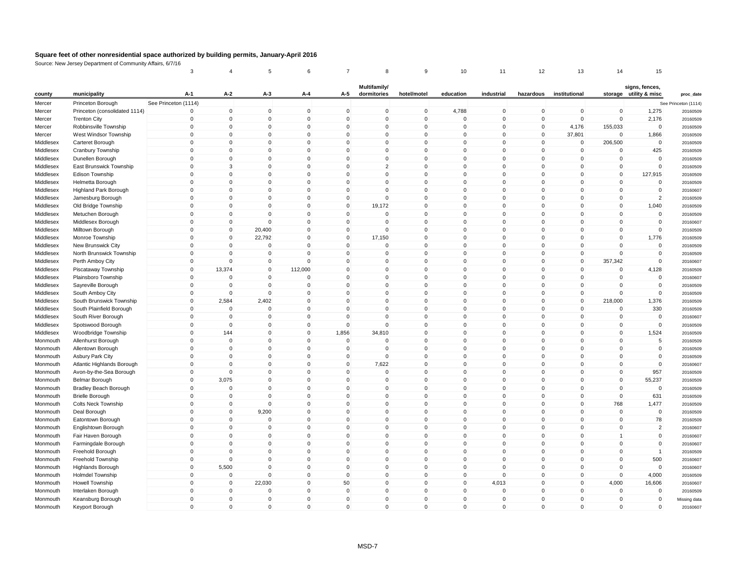# Square feet of other nonresidential space authorized by building permits, January-April 2016

Source: New Jersey Department of Community Affairs, 6/7/16

| | | 3 | 4 | 5 | 6 | 7 | 8 | 9 | 10 | 11 | 12 | 13 | 14 | 15 | |
|---|---|---|---|---|---|---|---|---|---|---|---|---|---|---|---|
| county | municipality | A-1 | A-2 | A-3 | A-4 | A-5 | Multifamily/ dormitories | hotel/motel | education | industrial | hazardous | institutional | storage | signs, fences, utility & misc | proc_date |
| Mercer | Princeton Borough | See Princeton (1114) | | | | | | | | | | | | | See Princeton (1114) |
| Mercer | Princeton (consolidated 1114) | 0 | 0 | 0 | 0 | 0 | 0 | 0 | 4,788 | 0 | 0 | 0 | 0 | 1,275 | 20160509 |
| Mercer | Trenton City | 0 | 0 | 0 | 0 | 0 | 0 | 0 | 0 | 0 | 0 | 0 | 0 | 2,176 | 20160509 |
| Mercer | Robbinsville Township | 0 | 0 | 0 | 0 | 0 | 0 | 0 | 0 | 0 | 0 | 4,176 | 155,033 | 0 | 20160509 |
| Mercer | West Windsor Township | 0 | 0 | 0 | 0 | 0 | 0 | 0 | 0 | 0 | 0 | 37,801 | 0 | 1,866 | 20160509 |
| Middlesex | Carteret Borough | 0 | 0 | 0 | 0 | 0 | 0 | 0 | 0 | 0 | 0 | 0 | 206,500 | 0 | 20160509 |
| Middlesex | Cranbury Township | 0 | 0 | 0 | 0 | 0 | 0 | 0 | 0 | 0 | 0 | 0 | 0 | 425 | 20160509 |
| Middlesex | Dunellen Borough | 0 | 0 | 0 | 0 | 0 | 0 | 0 | 0 | 0 | 0 | 0 | 0 | 0 | 20160509 |
| Middlesex | East Brunswick Township | 0 | 3 | 0 | 0 | 0 | 2 | 0 | 0 | 0 | 0 | 0 | 0 | 0 | 20160509 |
| Middlesex | Edison Township | 0 | 0 | 0 | 0 | 0 | 0 | 0 | 0 | 0 | 0 | 0 | 0 | 127,915 | 20160509 |
| Middlesex | Helmetta Borough | 0 | 0 | 0 | 0 | 0 | 0 | 0 | 0 | 0 | 0 | 0 | 0 | 0 | 20160509 |
| Middlesex | Highland Park Borough | 0 | 0 | 0 | 0 | 0 | 0 | 0 | 0 | 0 | 0 | 0 | 0 | 0 | 20160607 |
| Middlesex | Jamesburg Borough | 0 | 0 | 0 | 0 | 0 | 0 | 0 | 0 | 0 | 0 | 0 | 0 | 2 | 20160509 |
| Middlesex | Old Bridge Township | 0 | 0 | 0 | 0 | 0 | 19,172 | 0 | 0 | 0 | 0 | 0 | 0 | 1,040 | 20160509 |
| Middlesex | Metuchen Borough | 0 | 0 | 0 | 0 | 0 | 0 | 0 | 0 | 0 | 0 | 0 | 0 | 0 | 20160509 |
| Middlesex | Middlesex Borough | 0 | 0 | 0 | 0 | 0 | 0 | 0 | 0 | 0 | 0 | 0 | 0 | 0 | 20160607 |
| Middlesex | Milltown Borough | 0 | 0 | 20,400 | 0 | 0 | 0 | 0 | 0 | 0 | 0 | 0 | 0 | 0 | 20160509 |
| Middlesex | Monroe Township | 0 | 0 | 22,792 | 0 | 0 | 17,150 | 0 | 0 | 0 | 0 | 0 | 0 | 1,776 | 20160509 |
| Middlesex | New Brunswick City | 0 | 0 | 0 | 0 | 0 | 0 | 0 | 0 | 0 | 0 | 0 | 0 | 0 | 20160509 |
| Middlesex | North Brunswick Township | 0 | 0 | 0 | 0 | 0 | 0 | 0 | 0 | 0 | 0 | 0 | 0 | 0 | 20160509 |
| Middlesex | Perth Amboy City | 0 | 0 | 0 | 0 | 0 | 0 | 0 | 0 | 0 | 0 | 0 | 357,342 | 0 | 20160607 |
| Middlesex | Piscataway Township | 0 | 13,374 | 0 | 112,000 | 0 | 0 | 0 | 0 | 0 | 0 | 0 | 0 | 4,128 | 20160509 |
| Middlesex | Plainsboro Township | 0 | 0 | 0 | 0 | 0 | 0 | 0 | 0 | 0 | 0 | 0 | 0 | 0 | 20160607 |
| Middlesex | Sayreville Borough | 0 | 0 | 0 | 0 | 0 | 0 | 0 | 0 | 0 | 0 | 0 | 0 | 0 | 20160509 |
| Middlesex | South Amboy City | 0 | 0 | 0 | 0 | 0 | 0 | 0 | 0 | 0 | 0 | 0 | 0 | 0 | 20160509 |
| Middlesex | South Brunswick Township | 0 | 2,584 | 2,402 | 0 | 0 | 0 | 0 | 0 | 0 | 0 | 0 | 218,000 | 1,376 | 20160509 |
| Middlesex | South Plainfield Borough | 0 | 0 | 0 | 0 | 0 | 0 | 0 | 0 | 0 | 0 | 0 | 0 | 330 | 20160509 |
| Middlesex | South River Borough | 0 | 0 | 0 | 0 | 0 | 0 | 0 | 0 | 0 | 0 | 0 | 0 | 0 | 20160607 |
| Middlesex | Spotswood Borough | 0 | 0 | 0 | 0 | 0 | 0 | 0 | 0 | 0 | 0 | 0 | 0 | 0 | 20160509 |
| Middlesex | Woodbridge Township | 0 | 144 | 0 | 0 | 1,856 | 34,810 | 0 | 0 | 0 | 0 | 0 | 0 | 1,524 | 20160509 |
| Monmouth | Allenhurst Borough | 0 | 0 | 0 | 0 | 0 | 0 | 0 | 0 | 0 | 0 | 0 | 0 | 5 | 20160509 |
| Monmouth | Allentown Borough | 0 | 0 | 0 | 0 | 0 | 0 | 0 | 0 | 0 | 0 | 0 | 0 | 0 | 20160509 |
| Monmouth | Asbury Park City | 0 | 0 | 0 | 0 | 0 | 0 | 0 | 0 | 0 | 0 | 0 | 0 | 0 | 20160509 |
| Monmouth | Atlantic Highlands Borough | 0 | 0 | 0 | 0 | 0 | 7,622 | 0 | 0 | 0 | 0 | 0 | 0 | 0 | 20160607 |
| Monmouth | Avon-by-the-Sea Borough | 0 | 0 | 0 | 0 | 0 | 0 | 0 | 0 | 0 | 0 | 0 | 0 | 957 | 20160509 |
| Monmouth | Belmar Borough | 0 | 3,075 | 0 | 0 | 0 | 0 | 0 | 0 | 0 | 0 | 0 | 0 | 55,237 | 20160509 |
| Monmouth | Bradley Beach Borough | 0 | 0 | 0 | 0 | 0 | 0 | 0 | 0 | 0 | 0 | 0 | 0 | 0 | 20160509 |
| Monmouth | Brielle Borough | 0 | 0 | 0 | 0 | 0 | 0 | 0 | 0 | 0 | 0 | 0 | 0 | 631 | 20160509 |
| Monmouth | Colts Neck Township | 0 | 0 | 0 | 0 | 0 | 0 | 0 | 0 | 0 | 0 | 0 | 768 | 1,477 | 20160509 |
| Monmouth | Deal Borough | 0 | 0 | 9,200 | 0 | 0 | 0 | 0 | 0 | 0 | 0 | 0 | 0 | 0 | 20160509 |
| Monmouth | Eatontown Borough | 0 | 0 | 0 | 0 | 0 | 0 | 0 | 0 | 0 | 0 | 0 | 0 | 78 | 20160509 |
| Monmouth | Englishtown Borough | 0 | 0 | 0 | 0 | 0 | 0 | 0 | 0 | 0 | 0 | 0 | 0 | 2 | 20160607 |
| Monmouth | Fair Haven Borough | 0 | 0 | 0 | 0 | 0 | 0 | 0 | 0 | 0 | 0 | 0 | 1 | 0 | 20160607 |
| Monmouth | Farmingdale Borough | 0 | 0 | 0 | 0 | 0 | 0 | 0 | 0 | 0 | 0 | 0 | 0 | 0 | 20160607 |
| Monmouth | Freehold Borough | 0 | 0 | 0 | 0 | 0 | 0 | 0 | 0 | 0 | 0 | 0 | 0 | 1 | 20160509 |
| Monmouth | Freehold Township | 0 | 0 | 0 | 0 | 0 | 0 | 0 | 0 | 0 | 0 | 0 | 0 | 500 | 20160607 |
| Monmouth | Highlands Borough | 0 | 5,500 | 0 | 0 | 0 | 0 | 0 | 0 | 0 | 0 | 0 | 0 | 0 | 20160607 |
| Monmouth | Holmdel Township | 0 | 0 | 0 | 0 | 0 | 0 | 0 | 0 | 0 | 0 | 0 | 0 | 4,000 | 20160509 |
| Monmouth | Howell Township | 0 | 0 | 22,030 | 0 | 50 | 0 | 0 | 0 | 4,013 | 0 | 0 | 4,000 | 16,606 | 20160607 |
| Monmouth | Interlaken Borough | 0 | 0 | 0 | 0 | 0 | 0 | 0 | 0 | 0 | 0 | 0 | 0 | 0 | 20160509 |
| Monmouth | Keansburg Borough | 0 | 0 | 0 | 0 | 0 | 0 | 0 | 0 | 0 | 0 | 0 | 0 | 0 | Missing data |
| Monmouth | Keyport Borough | 0 | 0 | 0 | 0 | 0 | 0 | 0 | 0 | 0 | 0 | 0 | 0 | 0 | 20160607 |

MSD-7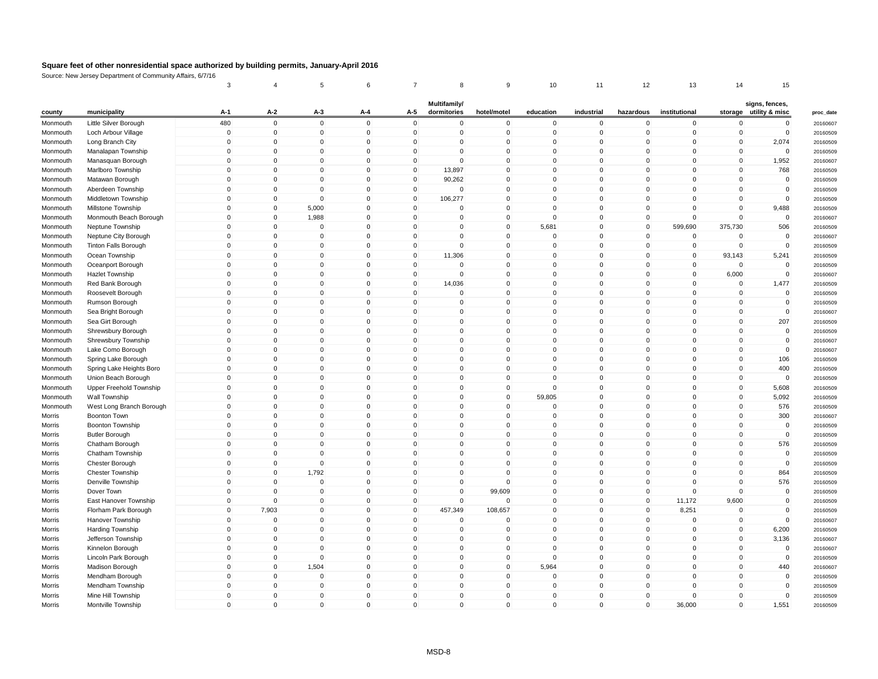# Square feet of other nonresidential space authorized by building permits, January-April 2016

Source: New Jersey Department of Community Affairs, 6/7/16

| | | 3 | 4 | 5 | 6 | 7 | 8 | 9 | 10 | 11 | 12 | 13 | 14 | 15 | |
|---|---|---|---|---|---|---|---|---|---|---|---|---|---|---|---|
| county | municipality | A-1 | A-2 | A-3 | A-4 | A-5 | Multifamily/ dormitories | hotel/motel | education | industrial | hazardous | institutional | storage | signs, fences, utility & misc | proc_date |
| Monmouth | Little Silver Borough | 480 | 0 | 0 | 0 | 0 | 0 | 0 | 0 | 0 | 0 | 0 | 0 | 0 | 20160607 |
| Monmouth | Loch Arbour Village | 0 | 0 | 0 | 0 | 0 | 0 | 0 | 0 | 0 | 0 | 0 | 0 | 0 | 20160509 |
| Monmouth | Long Branch City | 0 | 0 | 0 | 0 | 0 | 0 | 0 | 0 | 0 | 0 | 0 | 0 | 2,074 | 20160509 |
| Monmouth | Manalapan Township | 0 | 0 | 0 | 0 | 0 | 0 | 0 | 0 | 0 | 0 | 0 | 0 | 0 | 20160509 |
| Monmouth | Manasquan Borough | 0 | 0 | 0 | 0 | 0 | 0 | 0 | 0 | 0 | 0 | 0 | 0 | 1,952 | 20160607 |
| Monmouth | Marlboro Township | 0 | 0 | 0 | 0 | 0 | 13,897 | 0 | 0 | 0 | 0 | 0 | 0 | 768 | 20160509 |
| Monmouth | Matawan Borough | 0 | 0 | 0 | 0 | 0 | 90,262 | 0 | 0 | 0 | 0 | 0 | 0 | 0 | 20160509 |
| Monmouth | Aberdeen Township | 0 | 0 | 0 | 0 | 0 | 0 | 0 | 0 | 0 | 0 | 0 | 0 | 0 | 20160509 |
| Monmouth | Middletown Township | 0 | 0 | 0 | 0 | 0 | 106,277 | 0 | 0 | 0 | 0 | 0 | 0 | 0 | 20160509 |
| Monmouth | Millstone Township | 0 | 0 | 5,000 | 0 | 0 | 0 | 0 | 0 | 0 | 0 | 0 | 0 | 9,488 | 20160509 |
| Monmouth | Monmouth Beach Borough | 0 | 0 | 1,988 | 0 | 0 | 0 | 0 | 0 | 0 | 0 | 0 | 0 | 0 | 20160607 |
| Monmouth | Neptune Township | 0 | 0 | 0 | 0 | 0 | 0 | 0 | 5,681 | 0 | 0 | 599,690 | 375,730 | 506 | 20160509 |
| Monmouth | Neptune City Borough | 0 | 0 | 0 | 0 | 0 | 0 | 0 | 0 | 0 | 0 | 0 | 0 | 0 | 20160607 |
| Monmouth | Tinton Falls Borough | 0 | 0 | 0 | 0 | 0 | 0 | 0 | 0 | 0 | 0 | 0 | 0 | 0 | 20160509 |
| Monmouth | Ocean Township | 0 | 0 | 0 | 0 | 0 | 11,306 | 0 | 0 | 0 | 0 | 0 | 93,143 | 5,241 | 20160509 |
| Monmouth | Oceanport Borough | 0 | 0 | 0 | 0 | 0 | 0 | 0 | 0 | 0 | 0 | 0 | 0 | 0 | 20160509 |
| Monmouth | Hazlet Township | 0 | 0 | 0 | 0 | 0 | 0 | 0 | 0 | 0 | 0 | 0 | 6,000 | 0 | 20160607 |
| Monmouth | Red Bank Borough | 0 | 0 | 0 | 0 | 0 | 14,036 | 0 | 0 | 0 | 0 | 0 | 0 | 1,477 | 20160509 |
| Monmouth | Roosevelt Borough | 0 | 0 | 0 | 0 | 0 | 0 | 0 | 0 | 0 | 0 | 0 | 0 | 0 | 20160509 |
| Monmouth | Rumson Borough | 0 | 0 | 0 | 0 | 0 | 0 | 0 | 0 | 0 | 0 | 0 | 0 | 0 | 20160509 |
| Monmouth | Sea Bright Borough | 0 | 0 | 0 | 0 | 0 | 0 | 0 | 0 | 0 | 0 | 0 | 0 | 0 | 20160607 |
| Monmouth | Sea Girt Borough | 0 | 0 | 0 | 0 | 0 | 0 | 0 | 0 | 0 | 0 | 0 | 0 | 207 | 20160509 |
| Monmouth | Shrewsbury Borough | 0 | 0 | 0 | 0 | 0 | 0 | 0 | 0 | 0 | 0 | 0 | 0 | 0 | 20160509 |
| Monmouth | Shrewsbury Township | 0 | 0 | 0 | 0 | 0 | 0 | 0 | 0 | 0 | 0 | 0 | 0 | 0 | 20160607 |
| Monmouth | Lake Como Borough | 0 | 0 | 0 | 0 | 0 | 0 | 0 | 0 | 0 | 0 | 0 | 0 | 0 | 20160607 |
| Monmouth | Spring Lake Borough | 0 | 0 | 0 | 0 | 0 | 0 | 0 | 0 | 0 | 0 | 0 | 0 | 106 | 20160509 |
| Monmouth | Spring Lake Heights Boro | 0 | 0 | 0 | 0 | 0 | 0 | 0 | 0 | 0 | 0 | 0 | 0 | 400 | 20160509 |
| Monmouth | Union Beach Borough | 0 | 0 | 0 | 0 | 0 | 0 | 0 | 0 | 0 | 0 | 0 | 0 | 0 | 20160509 |
| Monmouth | Upper Freehold Township | 0 | 0 | 0 | 0 | 0 | 0 | 0 | 0 | 0 | 0 | 0 | 0 | 5,608 | 20160509 |
| Monmouth | Wall Township | 0 | 0 | 0 | 0 | 0 | 0 | 0 | 59,805 | 0 | 0 | 0 | 0 | 5,092 | 20160509 |
| Monmouth | West Long Branch Borough | 0 | 0 | 0 | 0 | 0 | 0 | 0 | 0 | 0 | 0 | 0 | 0 | 576 | 20160509 |
| Morris | Boonton Town | 0 | 0 | 0 | 0 | 0 | 0 | 0 | 0 | 0 | 0 | 0 | 0 | 300 | 20160607 |
| Morris | Boonton Township | 0 | 0 | 0 | 0 | 0 | 0 | 0 | 0 | 0 | 0 | 0 | 0 | 0 | 20160509 |
| Morris | Butler Borough | 0 | 0 | 0 | 0 | 0 | 0 | 0 | 0 | 0 | 0 | 0 | 0 | 0 | 20160509 |
| Morris | Chatham Borough | 0 | 0 | 0 | 0 | 0 | 0 | 0 | 0 | 0 | 0 | 0 | 0 | 576 | 20160509 |
| Morris | Chatham Township | 0 | 0 | 0 | 0 | 0 | 0 | 0 | 0 | 0 | 0 | 0 | 0 | 0 | 20160509 |
| Morris | Chester Borough | 0 | 0 | 0 | 0 | 0 | 0 | 0 | 0 | 0 | 0 | 0 | 0 | 0 | 20160509 |
| Morris | Chester Township | 0 | 0 | 1,792 | 0 | 0 | 0 | 0 | 0 | 0 | 0 | 0 | 0 | 864 | 20160509 |
| Morris | Denville Township | 0 | 0 | 0 | 0 | 0 | 0 | 0 | 0 | 0 | 0 | 0 | 0 | 576 | 20160509 |
| Morris | Dover Town | 0 | 0 | 0 | 0 | 0 | 0 | 99,609 | 0 | 0 | 0 | 0 | 0 | 0 | 20160509 |
| Morris | East Hanover Township | 0 | 0 | 0 | 0 | 0 | 0 | 0 | 0 | 0 | 0 | 11,172 | 9,600 | 0 | 20160509 |
| Morris | Florham Park Borough | 0 | 7,903 | 0 | 0 | 0 | 457,349 | 108,657 | 0 | 0 | 0 | 8,251 | 0 | 0 | 20160509 |
| Morris | Hanover Township | 0 | 0 | 0 | 0 | 0 | 0 | 0 | 0 | 0 | 0 | 0 | 0 | 0 | 20160607 |
| Morris | Harding Township | 0 | 0 | 0 | 0 | 0 | 0 | 0 | 0 | 0 | 0 | 0 | 0 | 6,200 | 20160509 |
| Morris | Jefferson Township | 0 | 0 | 0 | 0 | 0 | 0 | 0 | 0 | 0 | 0 | 0 | 0 | 3,136 | 20160607 |
| Morris | Kinnelon Borough | 0 | 0 | 0 | 0 | 0 | 0 | 0 | 0 | 0 | 0 | 0 | 0 | 0 | 20160607 |
| Morris | Lincoln Park Borough | 0 | 0 | 0 | 0 | 0 | 0 | 0 | 0 | 0 | 0 | 0 | 0 | 0 | 20160509 |
| Morris | Madison Borough | 0 | 0 | 1,504 | 0 | 0 | 0 | 0 | 5,964 | 0 | 0 | 0 | 0 | 440 | 20160607 |
| Morris | Mendham Borough | 0 | 0 | 0 | 0 | 0 | 0 | 0 | 0 | 0 | 0 | 0 | 0 | 0 | 20160509 |
| Morris | Mendham Township | 0 | 0 | 0 | 0 | 0 | 0 | 0 | 0 | 0 | 0 | 0 | 0 | 0 | 20160509 |
| Morris | Mine Hill Township | 0 | 0 | 0 | 0 | 0 | 0 | 0 | 0 | 0 | 0 | 0 | 0 | 0 | 20160509 |
| Morris | Montville Township | 0 | 0 | 0 | 0 | 0 | 0 | 0 | 0 | 0 | 0 | 36,000 | 0 | 1,551 | 20160509 |

MSD-8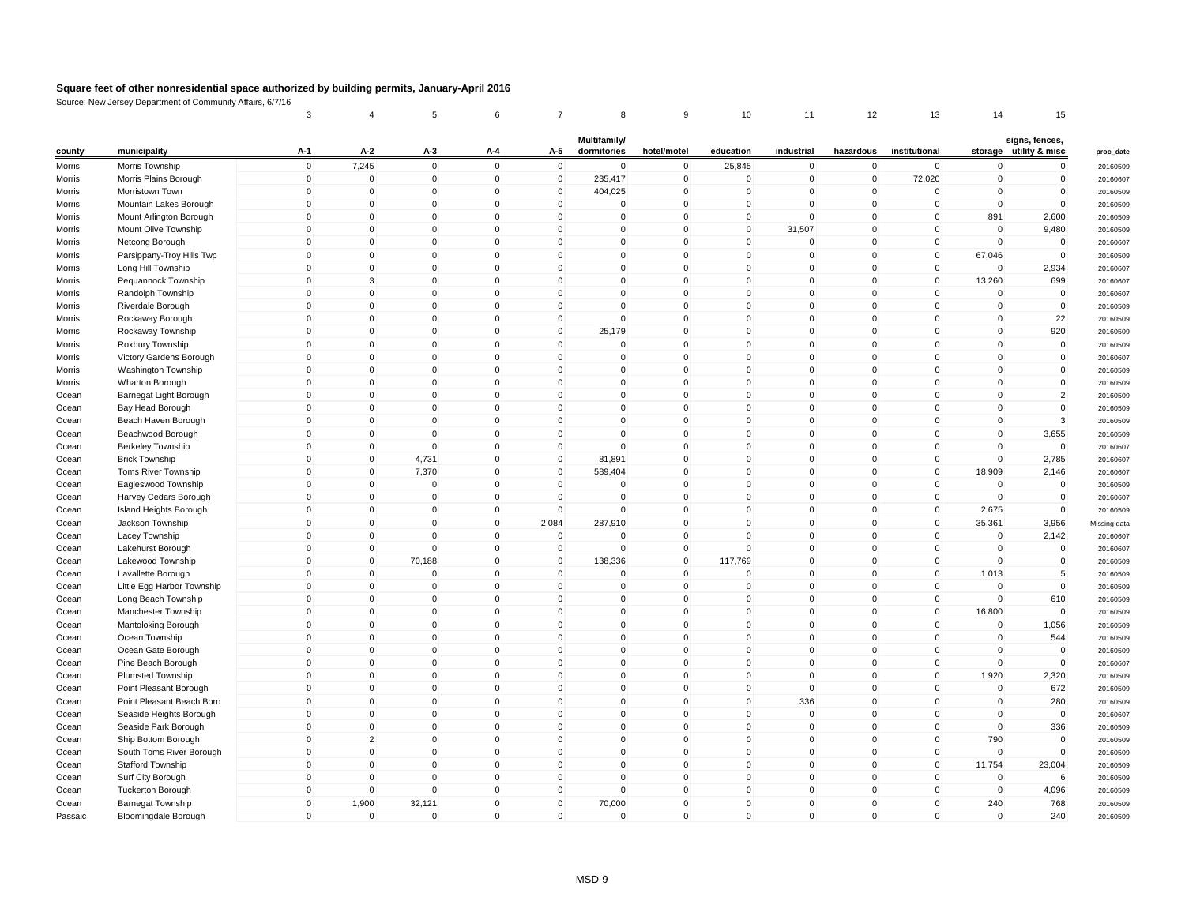# Square feet of other nonresidential space authorized by building permits, January-April 2016

Source: New Jersey Department of Community Affairs, 6/7/16

| | | 3 | 4 | 5 | 6 | 7 | 8 | 9 | 10 | 11 | 12 | 13 | 14 | 15 | |
|---|---|---|---|---|---|---|---|---|---|---|---|---|---|---|---|
| county | municipality | A-1 | A-2 | A-3 | A-4 | A-5 | Multifamily/ dormitories | hotel/motel | education | industrial | hazardous | institutional | storage | signs, fences, utility & misc | proc_date |
| Morris | Morris Township | 0 | 7,245 | 0 | 0 | 0 | 0 | 0 | 25,845 | 0 | 0 | 0 | 0 | 0 | 20160509 |
| Morris | Morris Plains Borough | 0 | 0 | 0 | 0 | 0 | 235,417 | 0 | 0 | 0 | 0 | 72,020 | 0 | 0 | 20160607 |
| Morris | Morristown Town | 0 | 0 | 0 | 0 | 0 | 404,025 | 0 | 0 | 0 | 0 | 0 | 0 | 0 | 20160509 |
| Morris | Mountain Lakes Borough | 0 | 0 | 0 | 0 | 0 | 0 | 0 | 0 | 0 | 0 | 0 | 0 | 0 | 20160509 |
| Morris | Mount Arlington Borough | 0 | 0 | 0 | 0 | 0 | 0 | 0 | 0 | 0 | 0 | 0 | 891 | 2,600 | 20160509 |
| Morris | Mount Olive Township | 0 | 0 | 0 | 0 | 0 | 0 | 0 | 0 | 31,507 | 0 | 0 | 0 | 9,480 | 20160509 |
| Morris | Netcong Borough | 0 | 0 | 0 | 0 | 0 | 0 | 0 | 0 | 0 | 0 | 0 | 0 | 0 | 20160607 |
| Morris | Parsippany-Troy Hills Twp | 0 | 0 | 0 | 0 | 0 | 0 | 0 | 0 | 0 | 0 | 0 | 67,046 | 0 | 20160509 |
| Morris | Long Hill Township | 0 | 0 | 0 | 0 | 0 | 0 | 0 | 0 | 0 | 0 | 0 | 0 | 2,934 | 20160607 |
| Morris | Pequannock Township | 0 | 3 | 0 | 0 | 0 | 0 | 0 | 0 | 0 | 0 | 0 | 13,260 | 699 | 20160607 |
| Morris | Randolph Township | 0 | 0 | 0 | 0 | 0 | 0 | 0 | 0 | 0 | 0 | 0 | 0 | 0 | 20160607 |
| Morris | Riverdale Borough | 0 | 0 | 0 | 0 | 0 | 0 | 0 | 0 | 0 | 0 | 0 | 0 | 0 | 20160509 |
| Morris | Rockaway Borough | 0 | 0 | 0 | 0 | 0 | 0 | 0 | 0 | 0 | 0 | 0 | 0 | 22 | 20160509 |
| Morris | Rockaway Township | 0 | 0 | 0 | 0 | 0 | 25,179 | 0 | 0 | 0 | 0 | 0 | 0 | 920 | 20160509 |
| Morris | Roxbury Township | 0 | 0 | 0 | 0 | 0 | 0 | 0 | 0 | 0 | 0 | 0 | 0 | 0 | 20160509 |
| Morris | Victory Gardens Borough | 0 | 0 | 0 | 0 | 0 | 0 | 0 | 0 | 0 | 0 | 0 | 0 | 0 | 20160607 |
| Morris | Washington Township | 0 | 0 | 0 | 0 | 0 | 0 | 0 | 0 | 0 | 0 | 0 | 0 | 0 | 20160509 |
| Morris | Wharton Borough | 0 | 0 | 0 | 0 | 0 | 0 | 0 | 0 | 0 | 0 | 0 | 0 | 0 | 20160509 |
| Ocean | Barnegat Light Borough | 0 | 0 | 0 | 0 | 0 | 0 | 0 | 0 | 0 | 0 | 0 | 0 | 2 | 20160509 |
| Ocean | Bay Head Borough | 0 | 0 | 0 | 0 | 0 | 0 | 0 | 0 | 0 | 0 | 0 | 0 | 0 | 20160509 |
| Ocean | Beach Haven Borough | 0 | 0 | 0 | 0 | 0 | 0 | 0 | 0 | 0 | 0 | 0 | 0 | 3 | 20160509 |
| Ocean | Beachwood Borough | 0 | 0 | 0 | 0 | 0 | 0 | 0 | 0 | 0 | 0 | 0 | 0 | 3,655 | 20160509 |
| Ocean | Berkeley Township | 0 | 0 | 0 | 0 | 0 | 0 | 0 | 0 | 0 | 0 | 0 | 0 | 0 | 20160607 |
| Ocean | Brick Township | 0 | 0 | 4,731 | 0 | 0 | 81,891 | 0 | 0 | 0 | 0 | 0 | 0 | 2,785 | 20160607 |
| Ocean | Toms River Township | 0 | 0 | 7,370 | 0 | 0 | 589,404 | 0 | 0 | 0 | 0 | 0 | 18,909 | 2,146 | 20160607 |
| Ocean | Eagleswood Township | 0 | 0 | 0 | 0 | 0 | 0 | 0 | 0 | 0 | 0 | 0 | 0 | 0 | 20160509 |
| Ocean | Harvey Cedars Borough | 0 | 0 | 0 | 0 | 0 | 0 | 0 | 0 | 0 | 0 | 0 | 0 | 0 | 20160607 |
| Ocean | Island Heights Borough | 0 | 0 | 0 | 0 | 0 | 0 | 0 | 0 | 0 | 0 | 0 | 2,675 | 0 | 20160509 |
| Ocean | Jackson Township | 0 | 0 | 0 | 0 | 2,084 | 287,910 | 0 | 0 | 0 | 0 | 0 | 35,361 | 3,956 | Missing data |
| Ocean | Lacey Township | 0 | 0 | 0 | 0 | 0 | 0 | 0 | 0 | 0 | 0 | 0 | 0 | 2,142 | 20160607 |
| Ocean | Lakehurst Borough | 0 | 0 | 0 | 0 | 0 | 0 | 0 | 0 | 0 | 0 | 0 | 0 | 0 | 20160607 |
| Ocean | Lakewood Township | 0 | 0 | 70,188 | 0 | 0 | 138,336 | 0 | 117,769 | 0 | 0 | 0 | 0 | 0 | 20160509 |
| Ocean | Lavallette Borough | 0 | 0 | 0 | 0 | 0 | 0 | 0 | 0 | 0 | 0 | 0 | 1,013 | 5 | 20160509 |
| Ocean | Little Egg Harbor Township | 0 | 0 | 0 | 0 | 0 | 0 | 0 | 0 | 0 | 0 | 0 | 0 | 0 | 20160509 |
| Ocean | Long Beach Township | 0 | 0 | 0 | 0 | 0 | 0 | 0 | 0 | 0 | 0 | 0 | 0 | 610 | 20160509 |
| Ocean | Manchester Township | 0 | 0 | 0 | 0 | 0 | 0 | 0 | 0 | 0 | 0 | 0 | 16,800 | 0 | 20160509 |
| Ocean | Mantoloking Borough | 0 | 0 | 0 | 0 | 0 | 0 | 0 | 0 | 0 | 0 | 0 | 0 | 1,056 | 20160509 |
| Ocean | Ocean Township | 0 | 0 | 0 | 0 | 0 | 0 | 0 | 0 | 0 | 0 | 0 | 0 | 544 | 20160509 |
| Ocean | Ocean Gate Borough | 0 | 0 | 0 | 0 | 0 | 0 | 0 | 0 | 0 | 0 | 0 | 0 | 0 | 20160509 |
| Ocean | Pine Beach Borough | 0 | 0 | 0 | 0 | 0 | 0 | 0 | 0 | 0 | 0 | 0 | 0 | 0 | 20160607 |
| Ocean | Plumsted Township | 0 | 0 | 0 | 0 | 0 | 0 | 0 | 0 | 0 | 0 | 0 | 1,920 | 2,320 | 20160509 |
| Ocean | Point Pleasant Borough | 0 | 0 | 0 | 0 | 0 | 0 | 0 | 0 | 0 | 0 | 0 | 0 | 672 | 20160509 |
| Ocean | Point Pleasant Beach Boro | 0 | 0 | 0 | 0 | 0 | 0 | 0 | 0 | 336 | 0 | 0 | 0 | 280 | 20160509 |
| Ocean | Seaside Heights Borough | 0 | 0 | 0 | 0 | 0 | 0 | 0 | 0 | 0 | 0 | 0 | 0 | 0 | 20160607 |
| Ocean | Seaside Park Borough | 0 | 0 | 0 | 0 | 0 | 0 | 0 | 0 | 0 | 0 | 0 | 0 | 336 | 20160509 |
| Ocean | Ship Bottom Borough | 0 | 2 | 0 | 0 | 0 | 0 | 0 | 0 | 0 | 0 | 0 | 790 | 0 | 20160509 |
| Ocean | South Toms River Borough | 0 | 0 | 0 | 0 | 0 | 0 | 0 | 0 | 0 | 0 | 0 | 0 | 0 | 20160509 |
| Ocean | Stafford Township | 0 | 0 | 0 | 0 | 0 | 0 | 0 | 0 | 0 | 0 | 0 | 11,754 | 23,004 | 20160509 |
| Ocean | Surf City Borough | 0 | 0 | 0 | 0 | 0 | 0 | 0 | 0 | 0 | 0 | 0 | 0 | 6 | 20160509 |
| Ocean | Tuckerton Borough | 0 | 0 | 0 | 0 | 0 | 0 | 0 | 0 | 0 | 0 | 0 | 0 | 4,096 | 20160509 |
| Ocean | Barnegat Township | 0 | 1,900 | 32,121 | 0 | 0 | 70,000 | 0 | 0 | 0 | 0 | 0 | 240 | 768 | 20160509 |
| Passaic | Bloomingdale Borough | 0 | 0 | 0 | 0 | 0 | 0 | 0 | 0 | 0 | 0 | 0 | 0 | 240 | 20160509 |

MSD-9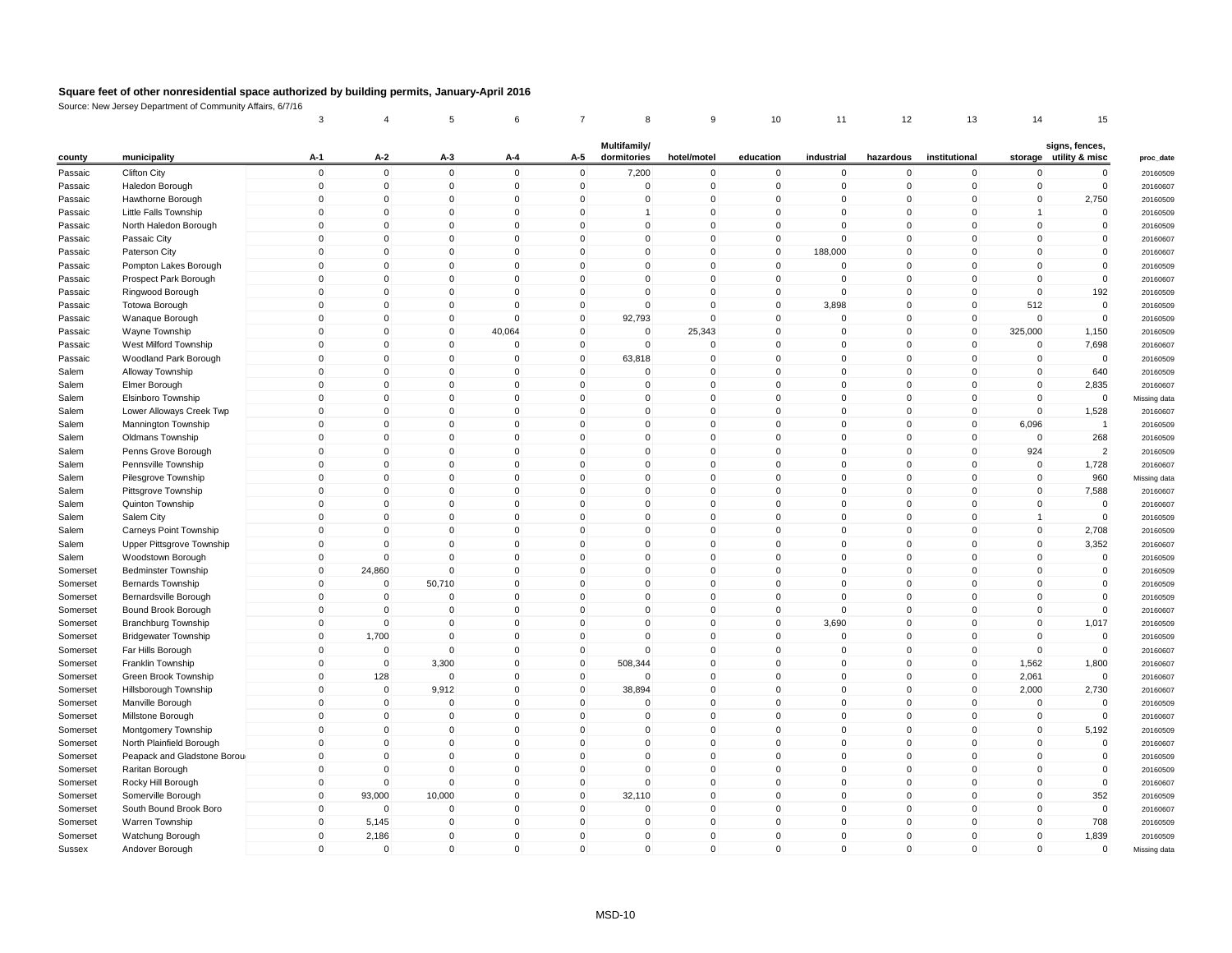# Square feet of other nonresidential space authorized by building permits, January-April 2016

Source: New Jersey Department of Community Affairs, 6/7/16

| | | 3 | 4 | 5 | 6 | 7 | 8 | 9 | 10 | 11 | 12 | 13 | 14 | 15 | |
|---|---|---|---|---|---|---|---|---|---|---|---|---|---|---|---|
| county | municipality | A-1 | A-2 | A-3 | A-4 | A-5 | Multifamily/ dormitories | hotel/motel | education | industrial | hazardous | institutional | storage | signs, fences, utility & misc | proc_date |
| Passaic | Clifton City | 0 | 0 | 0 | 0 | 0 | 7,200 | 0 | 0 | 0 | 0 | 0 | 0 | 0 | 20160509 |
| Passaic | Haledon Borough | 0 | 0 | 0 | 0 | 0 | 0 | 0 | 0 | 0 | 0 | 0 | 0 | 0 | 20160607 |
| Passaic | Hawthorne Borough | 0 | 0 | 0 | 0 | 0 | 0 | 0 | 0 | 0 | 0 | 0 | 0 | 2,750 | 20160509 |
| Passaic | Little Falls Township | 0 | 0 | 0 | 0 | 0 | 1 | 0 | 0 | 0 | 0 | 0 | 1 | 0 | 20160509 |
| Passaic | North Haledon Borough | 0 | 0 | 0 | 0 | 0 | 0 | 0 | 0 | 0 | 0 | 0 | 0 | 0 | 20160509 |
| Passaic | Passaic City | 0 | 0 | 0 | 0 | 0 | 0 | 0 | 0 | 0 | 0 | 0 | 0 | 0 | 20160607 |
| Passaic | Paterson City | 0 | 0 | 0 | 0 | 0 | 0 | 0 | 0 | 188,000 | 0 | 0 | 0 | 0 | 20160607 |
| Passaic | Pompton Lakes Borough | 0 | 0 | 0 | 0 | 0 | 0 | 0 | 0 | 0 | 0 | 0 | 0 | 0 | 20160509 |
| Passaic | Prospect Park Borough | 0 | 0 | 0 | 0 | 0 | 0 | 0 | 0 | 0 | 0 | 0 | 0 | 0 | 20160607 |
| Passaic | Ringwood Borough | 0 | 0 | 0 | 0 | 0 | 0 | 0 | 0 | 0 | 0 | 0 | 0 | 192 | 20160509 |
| Passaic | Totowa Borough | 0 | 0 | 0 | 0 | 0 | 0 | 0 | 0 | 3,898 | 0 | 0 | 512 | 0 | 20160509 |
| Passaic | Wanaque Borough | 0 | 0 | 0 | 0 | 0 | 92,793 | 0 | 0 | 0 | 0 | 0 | 0 | 0 | 20160509 |
| Passaic | Wayne Township | 0 | 0 | 0 | 40,064 | 0 | 0 | 25,343 | 0 | 0 | 0 | 0 | 325,000 | 1,150 | 20160509 |
| Passaic | West Milford Township | 0 | 0 | 0 | 0 | 0 | 0 | 0 | 0 | 0 | 0 | 0 | 0 | 7,698 | 20160607 |
| Passaic | Woodland Park Borough | 0 | 0 | 0 | 0 | 0 | 63,818 | 0 | 0 | 0 | 0 | 0 | 0 | 0 | 20160509 |
| Salem | Alloway Township | 0 | 0 | 0 | 0 | 0 | 0 | 0 | 0 | 0 | 0 | 0 | 0 | 640 | 20160509 |
| Salem | Elmer Borough | 0 | 0 | 0 | 0 | 0 | 0 | 0 | 0 | 0 | 0 | 0 | 0 | 2,835 | 20160607 |
| Salem | Elsinboro Township | 0 | 0 | 0 | 0 | 0 | 0 | 0 | 0 | 0 | 0 | 0 | 0 | 0 | Missing data |
| Salem | Lower Alloways Creek Twp | 0 | 0 | 0 | 0 | 0 | 0 | 0 | 0 | 0 | 0 | 0 | 0 | 1,528 | 20160607 |
| Salem | Mannington Township | 0 | 0 | 0 | 0 | 0 | 0 | 0 | 0 | 0 | 0 | 0 | 6,096 | 1 | 20160509 |
| Salem | Oldmans Township | 0 | 0 | 0 | 0 | 0 | 0 | 0 | 0 | 0 | 0 | 0 | 0 | 268 | 20160509 |
| Salem | Penns Grove Borough | 0 | 0 | 0 | 0 | 0 | 0 | 0 | 0 | 0 | 0 | 0 | 924 | 2 | 20160509 |
| Salem | Pennsville Township | 0 | 0 | 0 | 0 | 0 | 0 | 0 | 0 | 0 | 0 | 0 | 0 | 1,728 | 20160607 |
| Salem | Pilesgrove Township | 0 | 0 | 0 | 0 | 0 | 0 | 0 | 0 | 0 | 0 | 0 | 0 | 960 | Missing data |
| Salem | Pittsgrove Township | 0 | 0 | 0 | 0 | 0 | 0 | 0 | 0 | 0 | 0 | 0 | 0 | 7,588 | 20160607 |
| Salem | Quinton Township | 0 | 0 | 0 | 0 | 0 | 0 | 0 | 0 | 0 | 0 | 0 | 0 | 0 | 20160607 |
| Salem | Salem City | 0 | 0 | 0 | 0 | 0 | 0 | 0 | 0 | 0 | 0 | 0 | 1 | 0 | 20160509 |
| Salem | Carneys Point Township | 0 | 0 | 0 | 0 | 0 | 0 | 0 | 0 | 0 | 0 | 0 | 0 | 2,708 | 20160509 |
| Salem | Upper Pittsgrove Township | 0 | 0 | 0 | 0 | 0 | 0 | 0 | 0 | 0 | 0 | 0 | 0 | 3,352 | 20160607 |
| Salem | Woodstown Borough | 0 | 0 | 0 | 0 | 0 | 0 | 0 | 0 | 0 | 0 | 0 | 0 | 0 | 20160509 |
| Somerset | Bedminster Township | 0 | 24,860 | 0 | 0 | 0 | 0 | 0 | 0 | 0 | 0 | 0 | 0 | 0 | 20160509 |
| Somerset | Bernards Township | 0 | 0 | 50,710 | 0 | 0 | 0 | 0 | 0 | 0 | 0 | 0 | 0 | 0 | 20160509 |
| Somerset | Bernardsville Borough | 0 | 0 | 0 | 0 | 0 | 0 | 0 | 0 | 0 | 0 | 0 | 0 | 0 | 20160509 |
| Somerset | Bound Brook Borough | 0 | 0 | 0 | 0 | 0 | 0 | 0 | 0 | 0 | 0 | 0 | 0 | 0 | 20160607 |
| Somerset | Branchburg Township | 0 | 0 | 0 | 0 | 0 | 0 | 0 | 0 | 3,690 | 0 | 0 | 0 | 1,017 | 20160509 |
| Somerset | Bridgewater Township | 0 | 1,700 | 0 | 0 | 0 | 0 | 0 | 0 | 0 | 0 | 0 | 0 | 0 | 20160509 |
| Somerset | Far Hills Borough | 0 | 0 | 0 | 0 | 0 | 0 | 0 | 0 | 0 | 0 | 0 | 0 | 0 | 20160607 |
| Somerset | Franklin Township | 0 | 0 | 3,300 | 0 | 0 | 508,344 | 0 | 0 | 0 | 0 | 0 | 1,562 | 1,800 | 20160607 |
| Somerset | Green Brook Township | 0 | 128 | 0 | 0 | 0 | 0 | 0 | 0 | 0 | 0 | 0 | 2,061 | 0 | 20160607 |
| Somerset | Hillsborough Township | 0 | 0 | 9,912 | 0 | 0 | 38,894 | 0 | 0 | 0 | 0 | 0 | 2,000 | 2,730 | 20160607 |
| Somerset | Manville Borough | 0 | 0 | 0 | 0 | 0 | 0 | 0 | 0 | 0 | 0 | 0 | 0 | 0 | 20160509 |
| Somerset | Millstone Borough | 0 | 0 | 0 | 0 | 0 | 0 | 0 | 0 | 0 | 0 | 0 | 0 | 0 | 20160607 |
| Somerset | Montgomery Township | 0 | 0 | 0 | 0 | 0 | 0 | 0 | 0 | 0 | 0 | 0 | 0 | 5,192 | 20160509 |
| Somerset | North Plainfield Borough | 0 | 0 | 0 | 0 | 0 | 0 | 0 | 0 | 0 | 0 | 0 | 0 | 0 | 20160607 |
| Somerset | Peapack and Gladstone Borou | 0 | 0 | 0 | 0 | 0 | 0 | 0 | 0 | 0 | 0 | 0 | 0 | 0 | 20160509 |
| Somerset | Raritan Borough | 0 | 0 | 0 | 0 | 0 | 0 | 0 | 0 | 0 | 0 | 0 | 0 | 0 | 20160509 |
| Somerset | Rocky Hill Borough | 0 | 0 | 0 | 0 | 0 | 0 | 0 | 0 | 0 | 0 | 0 | 0 | 0 | 20160607 |
| Somerset | Somerville Borough | 0 | 93,000 | 10,000 | 0 | 0 | 32,110 | 0 | 0 | 0 | 0 | 0 | 0 | 352 | 20160509 |
| Somerset | South Bound Brook Boro | 0 | 0 | 0 | 0 | 0 | 0 | 0 | 0 | 0 | 0 | 0 | 0 | 0 | 20160607 |
| Somerset | Warren Township | 0 | 5,145 | 0 | 0 | 0 | 0 | 0 | 0 | 0 | 0 | 0 | 0 | 708 | 20160509 |
| Somerset | Watchung Borough | 0 | 2,186 | 0 | 0 | 0 | 0 | 0 | 0 | 0 | 0 | 0 | 0 | 1,839 | 20160509 |
| Sussex | Andover Borough | 0 | 0 | 0 | 0 | 0 | 0 | 0 | 0 | 0 | 0 | 0 | 0 | 0 | Missing data |

MSD-10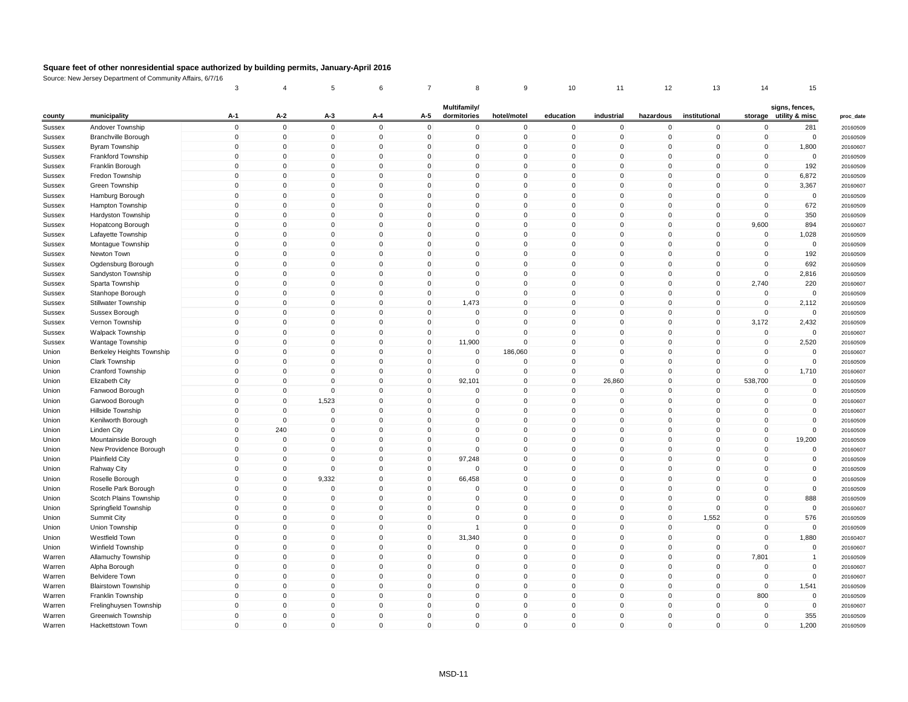# Square feet of other nonresidential space authorized by building permits, January-April 2016

Source: New Jersey Department of Community Affairs, 6/7/16

| | | 3 | 4 | 5 | 6 | 7 | 8 | 9 | 10 | 11 | 12 | 13 | 14 | 15 | |
|---|---|---|---|---|---|---|---|---|---|---|---|---|---|---|---|
| county | municipality | A-1 | A-2 | A-3 | A-4 | A-5 | Multifamily/ dormitories | hotel/motel | education | industrial | hazardous | institutional | storage | signs, fences, utility & misc | proc_date |
| Sussex | Andover Township | 0 | 0 | 0 | 0 | 0 | 0 | 0 | 0 | 0 | 0 | 0 | 0 | 281 | 20160509 |
| Sussex | Branchville Borough | 0 | 0 | 0 | 0 | 0 | 0 | 0 | 0 | 0 | 0 | 0 | 0 | 0 | 20160509 |
| Sussex | Byram Township | 0 | 0 | 0 | 0 | 0 | 0 | 0 | 0 | 0 | 0 | 0 | 0 | 1,800 | 20160607 |
| Sussex | Frankford Township | 0 | 0 | 0 | 0 | 0 | 0 | 0 | 0 | 0 | 0 | 0 | 0 | 0 | 20160509 |
| Sussex | Franklin Borough | 0 | 0 | 0 | 0 | 0 | 0 | 0 | 0 | 0 | 0 | 0 | 0 | 192 | 20160509 |
| Sussex | Fredon Township | 0 | 0 | 0 | 0 | 0 | 0 | 0 | 0 | 0 | 0 | 0 | 0 | 6,872 | 20160509 |
| Sussex | Green Township | 0 | 0 | 0 | 0 | 0 | 0 | 0 | 0 | 0 | 0 | 0 | 0 | 3,367 | 20160607 |
| Sussex | Hamburg Borough | 0 | 0 | 0 | 0 | 0 | 0 | 0 | 0 | 0 | 0 | 0 | 0 | 0 | 20160509 |
| Sussex | Hampton Township | 0 | 0 | 0 | 0 | 0 | 0 | 0 | 0 | 0 | 0 | 0 | 0 | 672 | 20160509 |
| Sussex | Hardyston Township | 0 | 0 | 0 | 0 | 0 | 0 | 0 | 0 | 0 | 0 | 0 | 0 | 350 | 20160509 |
| Sussex | Hopatcong Borough | 0 | 0 | 0 | 0 | 0 | 0 | 0 | 0 | 0 | 0 | 0 | 9,600 | 894 | 20160607 |
| Sussex | Lafayette Township | 0 | 0 | 0 | 0 | 0 | 0 | 0 | 0 | 0 | 0 | 0 | 0 | 1,028 | 20160509 |
| Sussex | Montague Township | 0 | 0 | 0 | 0 | 0 | 0 | 0 | 0 | 0 | 0 | 0 | 0 | 0 | 20160509 |
| Sussex | Newton Town | 0 | 0 | 0 | 0 | 0 | 0 | 0 | 0 | 0 | 0 | 0 | 0 | 192 | 20160509 |
| Sussex | Ogdensburg Borough | 0 | 0 | 0 | 0 | 0 | 0 | 0 | 0 | 0 | 0 | 0 | 0 | 692 | 20160509 |
| Sussex | Sandyston Township | 0 | 0 | 0 | 0 | 0 | 0 | 0 | 0 | 0 | 0 | 0 | 0 | 2,816 | 20160509 |
| Sussex | Sparta Township | 0 | 0 | 0 | 0 | 0 | 0 | 0 | 0 | 0 | 0 | 0 | 2,740 | 220 | 20160607 |
| Sussex | Stanhope Borough | 0 | 0 | 0 | 0 | 0 | 0 | 0 | 0 | 0 | 0 | 0 | 0 | 0 | 20160509 |
| Sussex | Stillwater Township | 0 | 0 | 0 | 0 | 0 | 1,473 | 0 | 0 | 0 | 0 | 0 | 0 | 2,112 | 20160509 |
| Sussex | Sussex Borough | 0 | 0 | 0 | 0 | 0 | 0 | 0 | 0 | 0 | 0 | 0 | 0 | 0 | 20160509 |
| Sussex | Vernon Township | 0 | 0 | 0 | 0 | 0 | 0 | 0 | 0 | 0 | 0 | 0 | 3,172 | 2,432 | 20160509 |
| Sussex | Walpack Township | 0 | 0 | 0 | 0 | 0 | 0 | 0 | 0 | 0 | 0 | 0 | 0 | 0 | 20160607 |
| Sussex | Wantage Township | 0 | 0 | 0 | 0 | 0 | 11,900 | 0 | 0 | 0 | 0 | 0 | 0 | 2,520 | 20160509 |
| Union | Berkeley Heights Township | 0 | 0 | 0 | 0 | 0 | 0 | 186,060 | 0 | 0 | 0 | 0 | 0 | 0 | 20160607 |
| Union | Clark Township | 0 | 0 | 0 | 0 | 0 | 0 | 0 | 0 | 0 | 0 | 0 | 0 | 0 | 20160509 |
| Union | Cranford Township | 0 | 0 | 0 | 0 | 0 | 0 | 0 | 0 | 0 | 0 | 0 | 0 | 1,710 | 20160607 |
| Union | Elizabeth City | 0 | 0 | 0 | 0 | 0 | 92,101 | 0 | 0 | 26,860 | 0 | 0 | 538,700 | 0 | 20160509 |
| Union | Fanwood Borough | 0 | 0 | 0 | 0 | 0 | 0 | 0 | 0 | 0 | 0 | 0 | 0 | 0 | 20160509 |
| Union | Garwood Borough | 0 | 0 | 1,523 | 0 | 0 | 0 | 0 | 0 | 0 | 0 | 0 | 0 | 0 | 20160607 |
| Union | Hillside Township | 0 | 0 | 0 | 0 | 0 | 0 | 0 | 0 | 0 | 0 | 0 | 0 | 0 | 20160607 |
| Union | Kenilworth Borough | 0 | 0 | 0 | 0 | 0 | 0 | 0 | 0 | 0 | 0 | 0 | 0 | 0 | 20160509 |
| Union | Linden City | 0 | 240 | 0 | 0 | 0 | 0 | 0 | 0 | 0 | 0 | 0 | 0 | 0 | 20160509 |
| Union | Mountainside Borough | 0 | 0 | 0 | 0 | 0 | 0 | 0 | 0 | 0 | 0 | 0 | 0 | 19,200 | 20160509 |
| Union | New Providence Borough | 0 | 0 | 0 | 0 | 0 | 0 | 0 | 0 | 0 | 0 | 0 | 0 | 0 | 20160607 |
| Union | Plainfield City | 0 | 0 | 0 | 0 | 0 | 97,248 | 0 | 0 | 0 | 0 | 0 | 0 | 0 | 20160509 |
| Union | Rahway City | 0 | 0 | 0 | 0 | 0 | 0 | 0 | 0 | 0 | 0 | 0 | 0 | 0 | 20160509 |
| Union | Roselle Borough | 0 | 0 | 9,332 | 0 | 0 | 66,458 | 0 | 0 | 0 | 0 | 0 | 0 | 0 | 20160509 |
| Union | Roselle Park Borough | 0 | 0 | 0 | 0 | 0 | 0 | 0 | 0 | 0 | 0 | 0 | 0 | 0 | 20160509 |
| Union | Scotch Plains Township | 0 | 0 | 0 | 0 | 0 | 0 | 0 | 0 | 0 | 0 | 0 | 0 | 888 | 20160509 |
| Union | Springfield Township | 0 | 0 | 0 | 0 | 0 | 0 | 0 | 0 | 0 | 0 | 0 | 0 | 0 | 20160607 |
| Union | Summit City | 0 | 0 | 0 | 0 | 0 | 0 | 0 | 0 | 0 | 0 | 1,552 | 0 | 576 | 20160509 |
| Union | Union Township | 0 | 0 | 0 | 0 | 0 | 1 | 0 | 0 | 0 | 0 | 0 | 0 | 0 | 20160509 |
| Union | Westfield Town | 0 | 0 | 0 | 0 | 0 | 31,340 | 0 | 0 | 0 | 0 | 0 | 0 | 1,880 | 20160407 |
| Union | Winfield Township | 0 | 0 | 0 | 0 | 0 | 0 | 0 | 0 | 0 | 0 | 0 | 0 | 0 | 20160607 |
| Warren | Allamuchy Township | 0 | 0 | 0 | 0 | 0 | 0 | 0 | 0 | 0 | 0 | 0 | 7,801 | 1 | 20160509 |
| Warren | Alpha Borough | 0 | 0 | 0 | 0 | 0 | 0 | 0 | 0 | 0 | 0 | 0 | 0 | 0 | 20160607 |
| Warren | Belvidere Town | 0 | 0 | 0 | 0 | 0 | 0 | 0 | 0 | 0 | 0 | 0 | 0 | 0 | 20160607 |
| Warren | Blairstown Township | 0 | 0 | 0 | 0 | 0 | 0 | 0 | 0 | 0 | 0 | 0 | 0 | 1,541 | 20160509 |
| Warren | Franklin Township | 0 | 0 | 0 | 0 | 0 | 0 | 0 | 0 | 0 | 0 | 0 | 800 | 0 | 20160509 |
| Warren | Frelinghuysen Township | 0 | 0 | 0 | 0 | 0 | 0 | 0 | 0 | 0 | 0 | 0 | 0 | 0 | 20160607 |
| Warren | Greenwich Township | 0 | 0 | 0 | 0 | 0 | 0 | 0 | 0 | 0 | 0 | 0 | 0 | 355 | 20160509 |
| Warren | Hackettstown Town | 0 | 0 | 0 | 0 | 0 | 0 | 0 | 0 | 0 | 0 | 0 | 0 | 1,200 | 20160509 |

MSD-11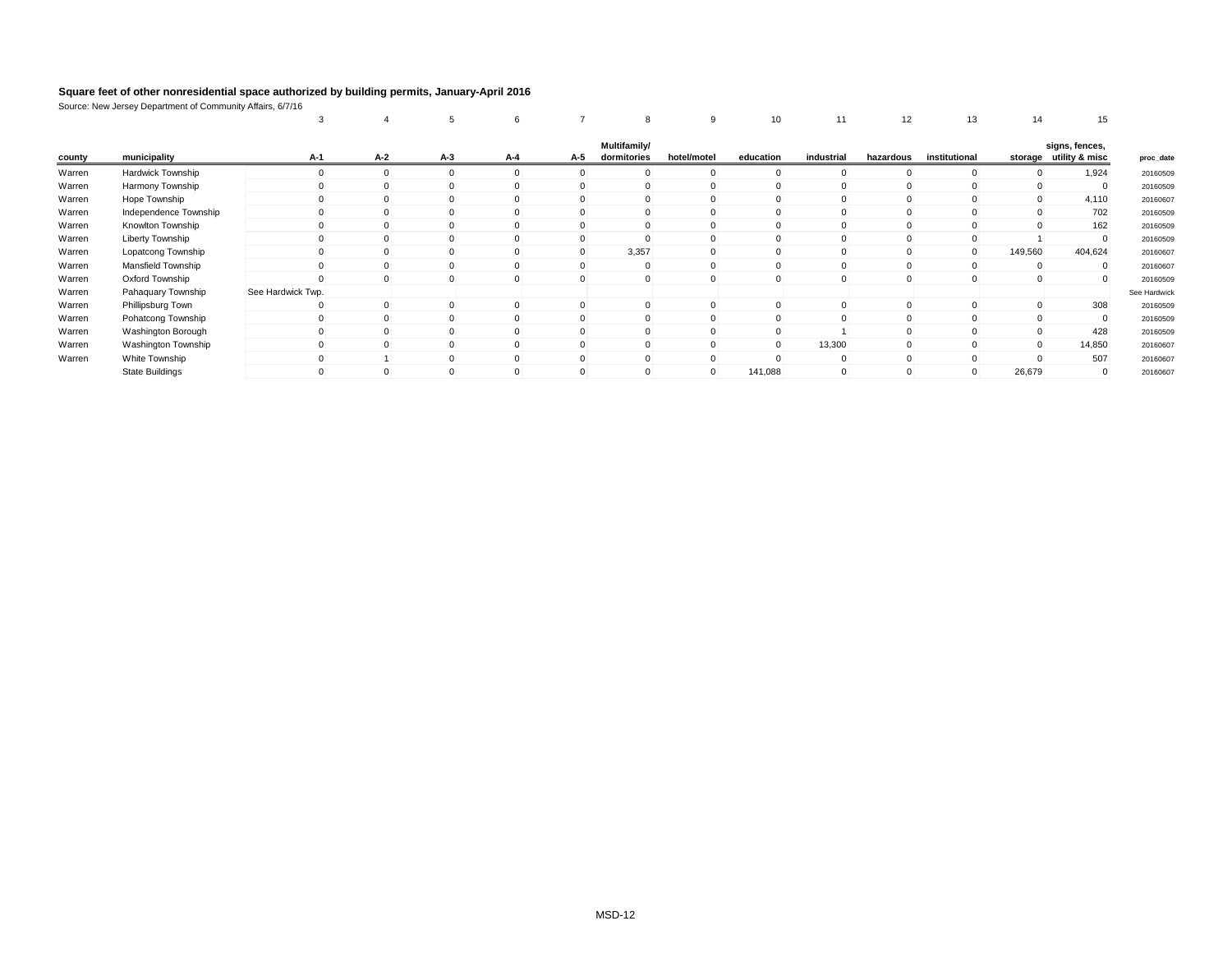**Square feet of other nonresidential space authorized by building permits, January-April 2016**

Source: New Jersey Department of Community Affairs, 6/7/16

| | | 3 | 4 | 5 | 6 | 7 | 8 | 9 | 10 | 11 | 12 | 13 | 14 | 15 | |
|---|---|---|---|---|---|---|---|---|---|---|---|---|---|---|---|
| county | municipality | A-1 | A-2 | A-3 | A-4 | A-5 | Multifamily/ dormitories | hotel/motel | education | industrial | hazardous | institutional | storage | signs, fences, utility & misc | proc_date |
| Warren | Hardwick Township | 0 | 0 | 0 | 0 | 0 | 0 | 0 | 0 | 0 | 0 | 0 | 0 | 1,924 | 20160509 |
| Warren | Harmony Township | 0 | 0 | 0 | 0 | 0 | 0 | 0 | 0 | 0 | 0 | 0 | 0 | 0 | 20160509 |
| Warren | Hope Township | 0 | 0 | 0 | 0 | 0 | 0 | 0 | 0 | 0 | 0 | 0 | 0 | 4,110 | 20160607 |
| Warren | Independence Township | 0 | 0 | 0 | 0 | 0 | 0 | 0 | 0 | 0 | 0 | 0 | 0 | 702 | 20160509 |
| Warren | Knowlton Township | 0 | 0 | 0 | 0 | 0 | 0 | 0 | 0 | 0 | 0 | 0 | 0 | 162 | 20160509 |
| Warren | Liberty Township | 0 | 0 | 0 | 0 | 0 | 0 | 0 | 0 | 0 | 0 | 0 | 1 | 0 | 20160509 |
| Warren | Lopatcong Township | 0 | 0 | 0 | 0 | 0 | 3,357 | 0 | 0 | 0 | 0 | 0 | 149,560 | 404,624 | 20160607 |
| Warren | Mansfield Township | 0 | 0 | 0 | 0 | 0 | 0 | 0 | 0 | 0 | 0 | 0 | 0 | 0 | 20160607 |
| Warren | Oxford Township | 0 | 0 | 0 | 0 | 0 | 0 | 0 | 0 | 0 | 0 | 0 | 0 | 0 | 20160509 |
| Warren | Pahaquary Township | See Hardwick Twp. | | | | | | | | | | | | | See Hardwick |
| Warren | Phillipsburg Town | 0 | 0 | 0 | 0 | 0 | 0 | 0 | 0 | 0 | 0 | 0 | 0 | 308 | 20160509 |
| Warren | Pohatcong Township | 0 | 0 | 0 | 0 | 0 | 0 | 0 | 0 | 0 | 0 | 0 | 0 | 0 | 20160509 |
| Warren | Washington Borough | 0 | 0 | 0 | 0 | 0 | 0 | 0 | 0 | 1 | 0 | 0 | 0 | 428 | 20160509 |
| Warren | Washington Township | 0 | 0 | 0 | 0 | 0 | 0 | 0 | 0 | 13,300 | 0 | 0 | 0 | 14,850 | 20160607 |
| Warren | White Township | 0 | 1 | 0 | 0 | 0 | 0 | 0 | 0 | 0 | 0 | 0 | 0 | 507 | 20160607 |
| | State Buildings | 0 | 0 | 0 | 0 | 0 | 0 | 0 | 141,088 | 0 | 0 | 0 | 26,679 | 0 | 20160607 |

MSD-12